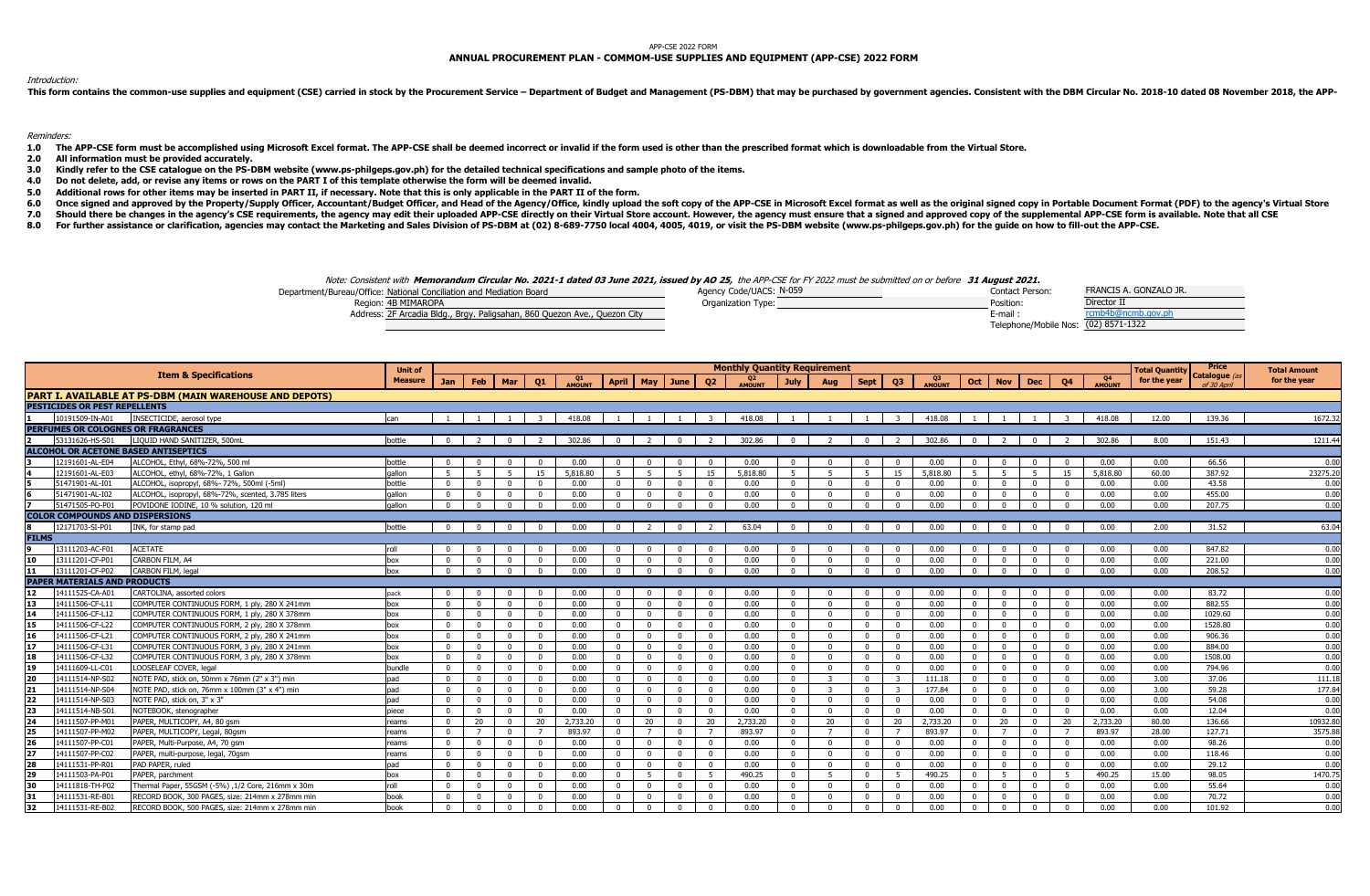APP-CSE 2022 FORM

# ANNUAL PROCUREMENT PLAN - COMMOM-USE SUPPLIES AND EQUIPMENT (APP-CSE) 2022 FORM

*Introduction:*

**This form contains the common-use supplies and equipment (CSE) carried in stock by the Procurement Service – Department of Budget and Management (PS-DBM) that may be purchased by government agencies. Consistent with the DBM Circular No. 2018-10 dated 08 November 2018, the APP-**

*Reminders:*

**1.0 The APP-CSE form must be accomplished using Microsoft Excel format. The APP-CSE shall be deemed incorrect or invalid if the form used is other than the prescribed format which is downloadable from the Virtual Store.**
**2.0 All information must be provided accurately.**
**3.0 Kindly refer to the CSE catalogue on the PS-DBM website (www.ps-philgeps.gov.ph) for the detailed technical specifications and sample photo of the items.**
**4.0 Do not delete, add, or revise any items or rows on the PART I of this template otherwise the form will be deemed invalid.**
**5.0 Additional rows for other items may be inserted in PART II, if necessary. Note that this is only applicable in the PART II of the form.**
**6.0 Once signed and approved by the Property/Supply Officer, Accountant/Budget Officer, and Head of the Agency/Office, kindly upload the soft copy of the APP-CSE in Microsoft Excel format as well as the original signed copy in Portable Document Format (PDF) to the agency's Virtual Store**
**7.0 Should there be changes in the agency's CSE requirements, the agency may edit their uploaded APP-CSE directly on their Virtual Store account. However, the agency must ensure that a signed and approved copy of the supplemental APP-CSE form is available. Note that all CSE**
**8.0 For further assistance or clarification, agencies may contact the Marketing and Sales Division of PS-DBM at (02) 8-689-7750 local 4004, 4005, 4019, or visit the PS-DBM website (www.ps-philgeps.gov.ph) for the guide on how to fill-out the APP-CSE.**

*Note: Consistent with **Memorandum Circular No. 2021-1 dated 03 June 2021, issued by AO 25**, the APP-CSE for FY 2022 must be submitted on or before **31 August 2021.***

Department/Bureau/Office: National Conciliation and Mediation Board
Region: 4B MIMAROPA
Address: 2F Arcadia Bldg., Brgy. Paligsahan, 860 Quezon Ave., Quezon City

Agency Code/UACS: N-059
Organization Type:

Contact Person: FRANCIS A. GONZALO JR.
Position: Director II
E-mail : rcmb4b@ncmb.gov.ph
Telephone/Mobile Nos: (02) 8571-1322

| | Item & Specifications | | Unit of Measure | Monthly Quantity Requirement | | | | | | | | | | | | | | | | | | | | Total Quantity for the year | Price Catalogue (as of 30 April | Total Amount for the year |
|---|---|---|---|---|---|---|---|---|---|---|---|---|---|---|---|---|---|---|---|---|---|---|---|---|---|---|
| | | | | Jan | Feb | Mar | Q1 | Q1 AMOUNT | April | May | June | Q2 | Q2 AMOUNT | July | Aug | Sept | Q3 | Q3 AMOUNT | Oct | Nov | Dec | Q4 | Q4 AMOUNT | | | |
| **PART I. AVAILABLE AT PS-DBM (MAIN WAREHOUSE AND DEPOTS)** | | | | | | | | | | | | | | | | | | | | | | | | | | |
| **PESTICIDES OR PEST REPELLENTS** | | | | | | | | | | | | | | | | | | | | | | | | | | |
| 1 | 10191509-IN-A01 | INSECTICIDE, aerosol type | can | 1 | 1 | 1 | 3 | 418.08 | 1 | 1 | 1 | 3 | 418.08 | 1 | 1 | 1 | 3 | 418.08 | 1 | 1 | 1 | 3 | 418.08 | 12.00 | 139.36 | 1672.32 |
| **PERFUMES OR COLOGNES OR FRAGRANCES** | | | | | | | | | | | | | | | | | | | | | | | | | | |
| 2 | 53131626-HS-S01 | LIQUID HAND SANITIZER, 500mL | bottle | 0 | 2 | 0 | 2 | 302.86 | 0 | 2 | 0 | 2 | 302.86 | 0 | 2 | 0 | 2 | 302.86 | 0 | 2 | 0 | 2 | 302.86 | 8.00 | 151.43 | 1211.44 |
| **ALCOHOL OR ACETONE BASED ANTISEPTICS** | | | | | | | | | | | | | | | | | | | | | | | | | | |
| 3 | 12191601-AL-E04 | ALCOHOL, Ethyl, 68%-72%, 500 ml | bottle | 0 | 0 | 0 | 0 | 0.00 | 0 | 0 | 0 | 0 | 0.00 | 0 | 0 | 0 | 0 | 0.00 | 0 | 0 | 0 | 0 | 0.00 | 0.00 | 66.56 | 0.00 |
| 4 | 12191601-AL-E03 | ALCOHOL, ethyl, 68%-72%, 1 Gallon | gallon | 5 | 5 | 5 | 15 | 5,818.80 | 5 | 5 | 5 | 15 | 5,818.80 | 5 | 5 | 5 | 15 | 5,818.80 | 5 | 5 | 5 | 15 | 5,818.80 | 60.00 | 387.92 | 23275.20 |
| 5 | 51471901-AL-I01 | ALCOHOL, isopropyl, 68%- 72%, 500ml (-5ml) | bottle | 0 | 0 | 0 | 0 | 0.00 | 0 | 0 | 0 | 0 | 0.00 | 0 | 0 | 0 | 0 | 0.00 | 0 | 0 | 0 | 0 | 0.00 | 0.00 | 43.58 | 0.00 |
| 6 | 51471901-AL-I02 | ALCOHOL, isopropyl, 68%-72%, scented, 3.785 liters | gallon | 0 | 0 | 0 | 0 | 0.00 | 0 | 0 | 0 | 0 | 0.00 | 0 | 0 | 0 | 0 | 0.00 | 0 | 0 | 0 | 0 | 0.00 | 0.00 | 455.00 | 0.00 |
| 7 | 51471505-PO-P01 | POVIDONE IODINE, 10 % solution, 120 ml | gallon | 0 | 0 | 0 | 0 | 0.00 | 0 | 0 | 0 | 0 | 0.00 | 0 | 0 | 0 | 0 | 0.00 | 0 | 0 | 0 | 0 | 0.00 | 0.00 | 207.75 | 0.00 |
| **COLOR COMPOUNDS AND DISPERSIONS** | | | | | | | | | | | | | | | | | | | | | | | | | | |
| 8 | 12171703-SI-P01 | INK, for stamp pad | bottle | 0 | 0 | 0 | 0 | 0.00 | 0 | 2 | 0 | 2 | 63.04 | 0 | 0 | 0 | 0 | 0.00 | 0 | 0 | 0 | 0 | 0.00 | 2.00 | 31.52 | 63.04 |
| **FILMS** | | | | | | | | | | | | | | | | | | | | | | | | | | |
| 9 | 13111203-AC-F01 | ACETATE | roll | 0 | 0 | 0 | 0 | 0.00 | 0 | 0 | 0 | 0 | 0.00 | 0 | 0 | 0 | 0 | 0.00 | 0 | 0 | 0 | 0 | 0.00 | 0.00 | 847.82 | 0.00 |
| 10 | 13111201-CF-P01 | CARBON FILM, A4 | box | 0 | 0 | 0 | 0 | 0.00 | 0 | 0 | 0 | 0 | 0.00 | 0 | 0 | 0 | 0 | 0.00 | 0 | 0 | 0 | 0 | 0.00 | 0.00 | 221.00 | 0.00 |
| 11 | 13111201-CF-P02 | CARBON FILM, legal | box | 0 | 0 | 0 | 0 | 0.00 | 0 | 0 | 0 | 0 | 0.00 | 0 | 0 | 0 | 0 | 0.00 | 0 | 0 | 0 | 0 | 0.00 | 0.00 | 208.52 | 0.00 |
| **PAPER MATERIALS AND PRODUCTS** | | | | | | | | | | | | | | | | | | | | | | | | | | |
| 12 | 14111525-CA-A01 | CARTOLINA, assorted colors | pack | 0 | 0 | 0 | 0 | 0.00 | 0 | 0 | 0 | 0 | 0.00 | 0 | 0 | 0 | 0 | 0.00 | 0 | 0 | 0 | 0 | 0.00 | 0.00 | 83.72 | 0.00 |
| 13 | 14111506-CF-L11 | COMPUTER CONTINUOUS FORM, 1 ply, 280 X 241mm | box | 0 | 0 | 0 | 0 | 0.00 | 0 | 0 | 0 | 0 | 0.00 | 0 | 0 | 0 | 0 | 0.00 | 0 | 0 | 0 | 0 | 0.00 | 0.00 | 882.55 | 0.00 |
| 14 | 14111506-CF-L12 | COMPUTER CONTINUOUS FORM, 1 ply, 280 X 378mm | box | 0 | 0 | 0 | 0 | 0.00 | 0 | 0 | 0 | 0 | 0.00 | 0 | 0 | 0 | 0 | 0.00 | 0 | 0 | 0 | 0 | 0.00 | 0.00 | 1029.60 | 0.00 |
| 15 | 14111506-CF-L22 | COMPUTER CONTINUOUS FORM, 2 ply, 280 X 378mm | box | 0 | 0 | 0 | 0 | 0.00 | 0 | 0 | 0 | 0 | 0.00 | 0 | 0 | 0 | 0 | 0.00 | 0 | 0 | 0 | 0 | 0.00 | 0.00 | 1528.80 | 0.00 |
| 16 | 14111506-CF-L21 | COMPUTER CONTINUOUS FORM, 2 ply, 280 X 241mm | box | 0 | 0 | 0 | 0 | 0.00 | 0 | 0 | 0 | 0 | 0.00 | 0 | 0 | 0 | 0 | 0.00 | 0 | 0 | 0 | 0 | 0.00 | 0.00 | 906.36 | 0.00 |
| 17 | 14111506-CF-L31 | COMPUTER CONTINUOUS FORM, 3 ply, 280 X 241mm | box | 0 | 0 | 0 | 0 | 0.00 | 0 | 0 | 0 | 0 | 0.00 | 0 | 0 | 0 | 0 | 0.00 | 0 | 0 | 0 | 0 | 0.00 | 0.00 | 884.00 | 0.00 |
| 18 | 14111506-CF-L32 | COMPUTER CONTINUOUS FORM, 3 ply, 280 X 378mm | box | 0 | 0 | 0 | 0 | 0.00 | 0 | 0 | 0 | 0 | 0.00 | 0 | 0 | 0 | 0 | 0.00 | 0 | 0 | 0 | 0 | 0.00 | 0.00 | 1508.00 | 0.00 |
| 19 | 14111609-LL-C01 | LOOSELEAF COVER, legal | bundle | 0 | 0 | 0 | 0 | 0.00 | 0 | 0 | 0 | 0 | 0.00 | 0 | 0 | 0 | 0 | 0.00 | 0 | 0 | 0 | 0 | 0.00 | 0.00 | 794.96 | 0.00 |
| 20 | 14111514-NP-S02 | NOTE PAD, stick on, 50mm x 76mm (2" x 3") min | pad | 0 | 0 | 0 | 0 | 0.00 | 0 | 0 | 0 | 0 | 0.00 | 0 | 3 | 0 | 3 | 111.18 | 0 | 0 | 0 | 0 | 0.00 | 3.00 | 37.06 | 111.18 |
| 21 | 14111514-NP-S04 | NOTE PAD, stick on, 76mm x 100mm (3" x 4") min | pad | 0 | 0 | 0 | 0 | 0.00 | 0 | 0 | 0 | 0 | 0.00 | 0 | 3 | 0 | 3 | 177.84 | 0 | 0 | 0 | 0 | 0.00 | 3.00 | 59.28 | 177.84 |
| 22 | 14111514-NP-S03 | NOTE PAD, stick on, 3" x 3" | pad | 0 | 0 | 0 | 0 | 0.00 | 0 | 0 | 0 | 0 | 0.00 | 0 | 0 | 0 | 0 | 0.00 | 0 | 0 | 0 | 0 | 0.00 | 0.00 | 54.08 | 0.00 |
| 23 | 14111514-NB-S01 | NOTEBOOK, stenographer | piece | 0 | 0 | 0 | 0 | 0.00 | 0 | 0 | 0 | 0 | 0.00 | 0 | 0 | 0 | 0 | 0.00 | 0 | 0 | 0 | 0 | 0.00 | 0.00 | 12.04 | 0.00 |
| 24 | 14111507-PP-M01 | PAPER, MULTICOPY, A4, 80 gsm | reams | 0 | 20 | 0 | 20 | 2,733.20 | 0 | 20 | 0 | 20 | 2,733.20 | 0 | 20 | 0 | 20 | 2,733.20 | 0 | 20 | 0 | 20 | 2,733.20 | 80.00 | 136.66 | 10932.80 |
| 25 | 14111507-PP-M02 | PAPER, MULTICOPY, Legal, 80gsm | reams | 0 | 7 | 0 | 7 | 893.97 | 0 | 7 | 0 | 7 | 893.97 | 0 | 7 | 0 | 7 | 893.97 | 0 | 7 | 0 | 7 | 893.97 | 28.00 | 127.71 | 3575.88 |
| 26 | 14111507-PP-C01 | PAPER, Multi-Purpose, A4, 70 gsm | reams | 0 | 0 | 0 | 0 | 0.00 | 0 | 0 | 0 | 0 | 0.00 | 0 | 0 | 0 | 0 | 0.00 | 0 | 0 | 0 | 0 | 0.00 | 0.00 | 98.26 | 0.00 |
| 27 | 14111507-PP-C02 | PAPER, multi-purpose, legal, 70gsm | reams | 0 | 0 | 0 | 0 | 0.00 | 0 | 0 | 0 | 0 | 0.00 | 0 | 0 | 0 | 0 | 0.00 | 0 | 0 | 0 | 0 | 0.00 | 0.00 | 118.46 | 0.00 |
| 28 | 14111531-PP-R01 | PAD PAPER, ruled | pad | 0 | 0 | 0 | 0 | 0.00 | 0 | 0 | 0 | 0 | 0.00 | 0 | 0 | 0 | 0 | 0.00 | 0 | 0 | 0 | 0 | 0.00 | 0.00 | 29.12 | 0.00 |
| 29 | 14111503-PA-P01 | PAPER, parchment | box | 0 | 0 | 0 | 0 | 0.00 | 0 | 5 | 0 | 5 | 490.25 | 0 | 5 | 0 | 5 | 490.25 | 0 | 5 | 0 | 5 | 490.25 | 15.00 | 98.05 | 1470.75 |
| 30 | 14111818-TH-P02 | Thermal Paper, 55GSM (-5%) ,1/2 Core, 216mm x 30m | roll | 0 | 0 | 0 | 0 | 0.00 | 0 | 0 | 0 | 0 | 0.00 | 0 | 0 | 0 | 0 | 0.00 | 0 | 0 | 0 | 0 | 0.00 | 0.00 | 55.64 | 0.00 |
| 31 | 14111531-RE-B01 | RECORD BOOK, 300 PAGES, size: 214mm x 278mm min | book | 0 | 0 | 0 | 0 | 0.00 | 0 | 0 | 0 | 0 | 0.00 | 0 | 0 | 0 | 0 | 0.00 | 0 | 0 | 0 | 0 | 0.00 | 0.00 | 70.72 | 0.00 |
| 32 | 14111531-RE-B02 | RECORD BOOK, 500 PAGES, size: 214mm x 278mm min | book | 0 | 0 | 0 | 0 | 0.00 | 0 | 0 | 0 | 0 | 0.00 | 0 | 0 | 0 | 0 | 0.00 | 0 | 0 | 0 | 0 | 0.00 | 0.00 | 101.92 | 0.00 |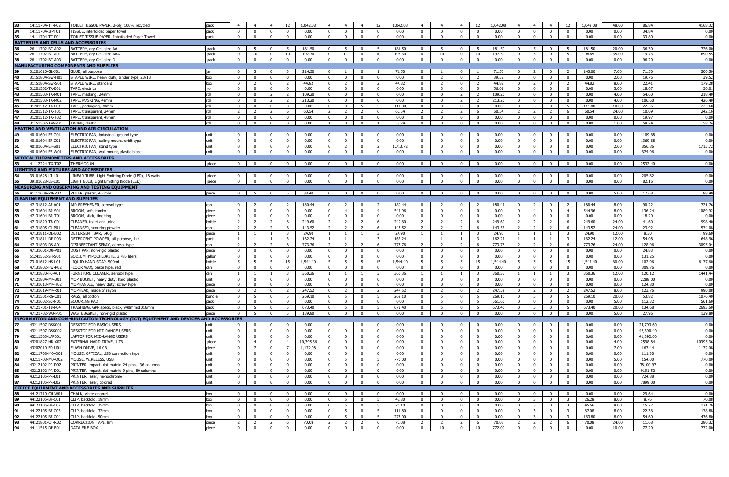| | | | | | | | | | | | | | | | | | | | | | | | | | | |
|---|---|---|---|---|---|---|---|---|---|---|---|---|---|---|---|---|---|---|---|---|---|---|---|---|---|---|
| 33 | 14111704-TT-P02 | TOILET TISSUE PAPER, 2-ply, 100% recycled | pack | 4 | 4 | 4 | 12 | 1,042.08 | 4 | 4 | 4 | 12 | 1,042.08 | 4 | 4 | 4 | 12 | 1,042.08 | 4 | 4 | 4 | 12 | 1,042.08 | 48.00 | 86.84 | 4168.32 |
| 34 | 14111704-IFPT01 | TISSUE, interfolded paper towel | pack | 0 | 0 | 0 | 0 | 0.00 | 0 | 0 | 0 | 0 | 0.00 | 0 | 0 | 0 | 0 | 0.00 | 0 | 0 | 0 | 0 | 0.00 | 0.00 | 34.84 | 0.00 |
| 35 | 14111704-TT-P04 | TOILET TISSUE PAPER, Interfolded Paper Towel | pack | 0 | 0 | 0 | 0 | 0.00 | 0 | 0 | 0 | 0 | 0.00 | 0 | 0 | 0 | 0 | 0.00 | 0 | 0 | 0 | 0 | 0.00 | 0.00 | 33.80 | 0.00 |
| **BATTERIES AND CELLS AND ACCESSORIES** | | | | | | | | | | | | | | | | | | | | | | | | | | |
| 36 | 26111702-BT-A02 | BATTERY, dry Cell, size AA | pack | 0 | 5 | 0 | 5 | 181.50 | 0 | 5 | 0 | 5 | 181.50 | 0 | 5 | 0 | 5 | 181.50 | 0 | 5 | 0 | 5 | 181.50 | 20.00 | 36.30 | 726.00 |
| 37 | 26111702-BT-A01 | BATTERY, dry Cell, size AAA | pack | 0 | 10 | 0 | 10 | 197.30 | 0 | 10 | 0 | 10 | 197.30 | 0 | 10 | 0 | 10 | 197.30 | 0 | 5 | 0 | 5 | 98.65 | 35.00 | 19.73 | 690.55 |
| 38 | 26111702-BT-A03 | BATTERY, dry Cell, size D | pack | 0 | 0 | 0 | 0 | 0.00 | 0 | 0 | 0 | 0 | 0.00 | 0 | 0 | 0 | 0 | 0.00 | 0 | 0 | 0 | 0 | 0.00 | 0.00 | 96.20 | 0.00 |
| **MANUFACTURING COMPONENTS AND SUPPLIES** | | | | | | | | | | | | | | | | | | | | | | | | | | |
| 39 | 31201610-GL-J01 | GLUE, all purpose | jar | 0 | 3 | 0 | 3 | 214.50 | 0 | 1 | 0 | 1 | 71.50 | 0 | 1 | 0 | 1 | 71.50 | 0 | 2 | 0 | 2 | 143.00 | 7.00 | 71.50 | 500.50 |
| 40 | 31151804-SW-H01 | STAPLE WIRE, heavy duty, binder type, 23/13 | box | 0 | 0 | 0 | 0 | 0.00 | 0 | 0 | 0 | 0 | 0.00 | 0 | 2 | 0 | 2 | 39.52 | 0 | 0 | 0 | 0 | 0.00 | 2.00 | 19.76 | 39.52 |
| 41 | 31151804-SW-S01 | STAPLE WIRE, standard | box | 0 | 2 | 0 | 2 | 44.82 | 0 | 2 | 0 | 2 | 44.82 | 0 | 2 | 0 | 2 | 44.82 | 0 | 2 | 0 | 2 | 44.82 | 8.00 | 22.41 | 179.28 |
| 42 | 31201502-TA-E01 | TAPE, electrical | roll | 0 | 0 | 0 | 0 | 0.00 | 0 | 0 | 0 | 0 | 0.00 | 0 | 3 | 0 | 3 | 56.01 | 0 | 0 | 0 | 0 | 0.00 | 3.00 | 18.67 | 56.01 |
| 43 | 31201503-TA-M01 | TAPE, masking, 24mm | roll | 0 | 0 | 2 | 2 | 109.20 | 0 | 0 | 0 | 0 | 0.00 | 0 | 0 | 2 | 2 | 109.20 | 0 | 0 | 0 | 0 | 0.00 | 4.00 | 54.60 | 218.40 |
| 44 | 31201503-TA-M02 | TAPE, MASKING, 48mm | roll | 0 | 0 | 2 | 2 | 213.20 | 0 | 0 | 0 | 0 | 0.00 | 0 | 0 | 2 | 2 | 213.20 | 0 | 0 | 0 | 0 | 0.00 | 4.00 | 106.60 | 426.40 |
| 45 | 31201517-TA-P01 | TAPE, packaging, 48mm | roll | 0 | 0 | 0 | 0 | 0.00 | 0 | 0 | 5 | 5 | 111.80 | 0 | 0 | 0 | 0 | 0.00 | 0 | 5 | 0 | 5 | 111.80 | 10.00 | 22.36 | 223.60 |
| 46 | 31201512-TA-T01 | TAPE, transparent, 24mm | roll | 2 | 2 | 2 | 6 | 60.54 | 2 | 2 | 2 | 6 | 60.54 | 2 | 2 | 2 | 6 | 60.54 | 2 | 2 | 2 | 6 | 60.54 | 24.00 | 10.09 | 242.16 |
| 47 | 31201512-TA-T02 | TAPE, transparent, 48mm | roll | 0 | 0 | 0 | 0 | 0.00 | 0 | 0 | 0 | 0 | 0.00 | 0 | 0 | 0 | 0 | 0.00 | 0 | 0 | 0 | 0 | 0.00 | 0.00 | 19.97 | 0.00 |
| 48 | 31151507-TW-P01 | TWINE, plastic | roll | 0 | 0 | 0 | 0 | 0.00 | 1 | 0 | 0 | 1 | 58.24 | 0 | 0 | 0 | 0 | 0.00 | 0 | 0 | 0 | 0 | 0.00 | 1.00 | 58.24 | 58.24 |
| **HEATING AND VENTILATION AND AIR CIRCULATION** | | | | | | | | | | | | | | | | | | | | | | | | | | |
| 49 | 40101604-EF-G01 | ELECTRIC FAN, industrial, ground type | unit | 0 | 0 | 0 | 0 | 0.00 | 0 | 0 | 0 | 0 | 0.00 | 0 | 0 | 0 | 0 | 0.00 | 0 | 0 | 0 | 0 | 0.00 | 0.00 | 1109.68 | 0.00 |
| 50 | 40101604-EF-C01 | ELECTRIC FAN, ceiling mount, orbit type | unit | 0 | 0 | 0 | 0 | 0.00 | 0 | 0 | 0 | 0 | 0.00 | 0 | 0 | 0 | 0 | 0.00 | 0 | 0 | 0 | 0 | 0.00 | 0.00 | 1369.68 | 0.00 |
| 51 | 40101604-EF-S01 | ELECTRIC FAN, stand type | unit | 0 | 0 | 0 | 0 | 0.00 | 0 | 2 | 0 | 2 | 1,713.72 | 0 | 0 | 0 | 0 | 0.00 | 0 | 0 | 0 | 0 | 0.00 | 2.00 | 856.86 | 1713.72 |
| 52 | 40101604-EF-W01 | ELECTRIC FAN, wall mount, plastic blade | unit | 0 | 0 | 0 | 0 | 0.00 | 0 | 0 | 0 | 0 | 0.00 | 0 | 0 | 0 | 0 | 0.00 | 0 | 0 | 0 | 0 | 0.00 | 0.00 | 674.96 | 0.00 |
| **MEDICAL THERMOMETERS AND ACCESSORIES** | | | | | | | | | | | | | | | | | | | | | | | | | | |
| 53 | 41112224-TG-T02 | THERMOGUN | piece | 0 | 0 | 0 | 0 | 0.00 | 0 | 0 | 0 | 0 | 0.00 | 0 | 0 | 0 | 0 | 0.00 | 0 | 0 | 0 | 0 | 0.00 | 0.00 | 2532.40 | 0.00 |
| **LIGHTING AND FIXTURES AND ACCESSORIES** | | | | | | | | | | | | | | | | | | | | | | | | | | |
| 54 | 39101628-LT-L01 | LINEAR TUBE, Light Emitting Diode (LED), 18 watts | piece | 0 | 0 | 0 | 0 | 0.00 | 0 | 0 | 0 | 0 | 0.00 | 0 | 0 | 0 | 0 | 0.00 | 0 | 0 | 0 | 0 | 0.00 | 0.00 | 205.82 | 0.00 |
| 55 | 39101628-LB-L01 | LIGHT BULB, Light Emitting Diode (LED) | piece | 0 | 0 | 0 | 0 | 0.00 | 0 | 0 | 0 | 0 | 0.00 | 0 | 0 | 0 | 0 | 0.00 | 0 | 0 | 0 | 0 | 0.00 | 0.00 | 82.16 | 0.00 |
| **MEASURING AND OBSERVING AND TESTING EQUIPMENT** | | | | | | | | | | | | | | | | | | | | | | | | | | |
| 56 | 41111604-RU-P02 | RULER, plastic, 450mm | piece | 0 | 5 | 0 | 5 | 88.40 | 0 | 0 | 0 | 0 | 0.00 | 0 | 0 | 0 | 0 | 0.00 | 0 | 0 | 0 | 0 | 0.00 | 5.00 | 17.68 | 88.40 |
| **CLEANING EQUIPMENT AND SUPPLIES** | | | | | | | | | | | | | | | | | | | | | | | | | | |
| 57 | 47131812-AF-A01 | AIR FRESHENER, aerosol type | can | 0 | 2 | 0 | 2 | 180.44 | 0 | 2 | 0 | 2 | 180.44 | 0 | 2 | 0 | 2 | 180.44 | 0 | 2 | 0 | 2 | 180.44 | 8.00 | 90.22 | 721.76 |
| 58 | 47131604-BR-S01 | BROOM, soft, tambo | piece | 0 | 0 | 0 | 0 | 0.00 | 0 | 4 | 0 | 4 | 544.96 | 0 | 0 | 0 | 0 | 0.00 | 0 | 4 | 0 | 4 | 544.96 | 8.00 | 136.24 | 1089.92 |
| 59 | 47131604-BR-T01 | BROOM, stick, ting-ting | piece | 0 | 0 | 0 | 0 | 0.00 | 0 | 0 | 0 | 0 | 0.00 | 0 | 0 | 0 | 0 | 0.00 | 0 | 0 | 0 | 0 | 0.00 | 0.00 | 18.20 | 0.00 |
| 60 | 47131829-TB-C01 | CLEANER, toilet and urinal | bottle | 2 | 2 | 2 | 6 | 249.60 | 2 | 2 | 2 | 6 | 249.60 | 2 | 2 | 2 | 6 | 249.60 | 2 | 2 | 2 | 6 | 249.60 | 24.00 | 41.60 | 998.40 |
| 61 | 47131805-CL-P01 | CLEANSER, scouring powder | can | 2 | 2 | 2 | 6 | 143.52 | 2 | 2 | 2 | 6 | 143.52 | 2 | 2 | 2 | 6 | 143.52 | 2 | 2 | 2 | 6 | 143.52 | 24.00 | 23.92 | 574.08 |
| 62 | 47131811-DE-B02 | DETERGENT BAR, 140g | piece | 1 | 1 | 1 | 3 | 24.90 | 1 | 1 | 1 | 3 | 24.90 | 1 | 1 | 1 | 3 | 24.90 | 1 | 1 | 1 | 3 | 24.90 | 12.00 | 8.30 | 99.60 |
| 63 | 47131811-DE-P03 | DETERGENT POWDER, all-purpose, 1kg | pack | 1 | 1 | 1 | 3 | 162.24 | 1 | 1 | 1 | 3 | 162.24 | 1 | 1 | 1 | 3 | 162.24 | 1 | 1 | 1 | 3 | 162.24 | 12.00 | 54.08 | 648.96 |
| 64 | 47131803-DS-A01 | DISINFECTANT SPRAY, aerosol type | can | 2 | 2 | 2 | 6 | 773.76 | 2 | 2 | 2 | 6 | 773.76 | 2 | 2 | 2 | 6 | 773.76 | 2 | 2 | 2 | 6 | 773.76 | 24.00 | 128.96 | 3095.04 |
| 65 | 47131601-DU-P01 | DUST PAN, non-rigid plastic | piece | 0 | 0 | 0 | 0 | 0.00 | 0 | 0 | 0 | 0 | 0.00 | 0 | 0 | 0 | 0 | 0.00 | 0 | 0 | 0 | 0 | 0.00 | 0.00 | 24.83 | 0.00 |
| 66 | 51241552-SH-S01 | SODIUM HYPOCHLORITE, 3.785 liters | gallon | 0 | 0 | 0 | 0 | 0.00 | 0 | 0 | 0 | 0 | 0.00 | 0 | 0 | 0 | 0 | 0.00 | 0 | 0 | 0 | 0 | 0.00 | 0.00 | 131.25 | 0.00 |
| 67 | 73101612-HS-L01 | LIQUID HAND SOAP, 500mL | bottle | 5 | 5 | 5 | 15 | 1,544.40 | 5 | 5 | 5 | 15 | 1,544.40 | 5 | 5 | 5 | 15 | 1,544.40 | 5 | 5 | 5 | 15 | 1,544.40 | 60.00 | 102.96 | 6177.60 |
| 68 | 47131802-FW-P02 | FLOOR WAX, paste type, red | can | 0 | 0 | 0 | 0 | 0.00 | 0 | 0 | 0 | 0 | 0.00 | 0 | 0 | 0 | 0 | 0.00 | 0 | 0 | 0 | 0 | 0.00 | 0.00 | 309.76 | 0.00 |
| 69 | 47131830-FC-A01 | FURNITURE CLEANER, aerosol type | can | 1 | 1 | 1 | 3 | 360.36 | 1 | 1 | 1 | 3 | 360.36 | 1 | 1 | 1 | 3 | 360.36 | 1 | 1 | 1 | 3 | 360.36 | 12.00 | 120.12 | 1441.44 |
| 70 | 47121804-MP-B01 | MOP BUCKET, heavy duty, hard plastic | unit | 0 | 0 | 0 | 0 | 0.00 | 0 | 0 | 0 | 0 | 0.00 | 0 | 0 | 0 | 0 | 0.00 | 0 | 0 | 0 | 0 | 0.00 | 0.00 | 2288.00 | 0.00 |
| 71 | 47131613-MP-H02 | MOPHANDLE, heavy duty, screw type | piece | 0 | 0 | 0 | 0 | 0.00 | 0 | 0 | 0 | 0 | 0.00 | 0 | 0 | 0 | 0 | 0.00 | 0 | 0 | 0 | 0 | 0.00 | 0.00 | 124.80 | 0.00 |
| 72 | 47131619-MP-R01 | MOPHEAD, made of rayon | piece | 0 | 2 | 0 | 2 | 247.52 | 0 | 2 | 0 | 2 | 247.52 | 0 | 2 | 0 | 2 | 247.52 | 0 | 2 | 0 | 2 | 247.52 | 8.00 | 123.76 | 990.08 |
| 73 | 47131501-RG-C01 | RAGS, all cotton | bundle | 0 | 5 | 0 | 5 | 269.10 | 0 | 5 | 0 | 5 | 269.10 | 0 | 5 | 0 | 5 | 269.10 | 0 | 5 | 0 | 5 | 269.10 | 20.00 | 53.82 | 1076.40 |
| 74 | 47131602-SC-N01 | SCOURING PAD | pack | 0 | 0 | 0 | 0 | 0.00 | 0 | 0 | 0 | 0 | 0.00 | 0 | 5 | 0 | 5 | 561.60 | 0 | 0 | 0 | 0 | 0.00 | 5.00 | 112.32 | 561.60 |
| 75 | 47121701-TB-P04 | TRASHBAG, GPP specs, black, 940mmx1016mm | pack | 0 | 5 | 0 | 5 | 673.40 | 0 | 5 | 0 | 5 | 673.40 | 0 | 5 | 0 | 5 | 673.40 | 0 | 5 | 0 | 5 | 673.40 | 20.00 | 134.68 | 2693.60 |
| 76 | 47121702-WB-P01 | WASTEBASKET, non-rigid plastic | piece | 0 | 5 | 0 | 5 | 139.80 | 0 | 0 | 0 | 0 | 0.00 | 0 | 0 | 0 | 0 | 0.00 | 0 | 0 | 0 | 0 | 0.00 | 5.00 | 27.96 | 139.80 |
| **INFORMATION AND COMMUNICATION TECHNOLOGY (ICT) EQUIPMENT AND DEVICES AND ACCESSORIES** | | | | | | | | | | | | | | | | | | | | | | | | | | |
| 77 | 43211507-DSK001 | DESKTOP FOR BASIC USERS | unit | 0 | 0 | 0 | 0 | 0.00 | 0 | | 0 | 0 | 0.00 | 0 | 0 | 0 | 0 | 0.00 | 0 | 0 | 0 | 0 | 0.00 | 0.00 | 24,793.60 | 0.00 |
| 78 | 43211507-DSK002 | DESKTOP FOR MID-RANGE USERS | unit | 0 | 0 | 0 | 0 | 0.00 | 0 | 0 | 0 | 0 | 0.00 | 0 | 0 | 0 | 0 | 0.00 | 0 | 0 | 0 | 0 | 0.00 | 0.00 | 42,390.40 | 0.00 |
| 79 | 43211503-LAP001 | LAPTOP FOR MID-RANGE USERS | unit | 0 | 0 | 0 | 0 | 0.00 | 0 | 0 | 0 | 0 | 0.00 | 0 | 0 | 0 | 0 | 0.00 | 0 | 0 | 0 | 0 | 0.00 | 0.00 | 41,392.00 | 0.00 |
| 80 | 43201827-HD-X02 | EXTERNAL HARD DRIVE, 1 TB | piece | 0 | 4 | 0 | 4 | 10,395.36 | 0 | 0 | 0 | 0 | 0.00 | 0 | 0 | 0 | 0 | 0.00 | 0 | 0 | 0 | 0 | 0.00 | 4.00 | 2598.84 | 10395.36 |
| 81 | 43202010-FD-U01 | FLASH DRIVE, 16 GB | piece | 0 | 7 | 0 | 7 | 1,172.08 | 0 | 0 | 0 | 0 | 0.00 | 0 | 0 | 0 | 0 | 0.00 | 0 | 0 | 0 | 0 | 0.00 | 7.00 | 167.44 | 1172.08 |
| 82 | 43211708-MO-O01 | MOUSE, OPTICAL, USB connection type | unit | 0 | 0 | 0 | 0 | 0.00 | 0 | 0 | 0 | 0 | 0.00 | 0 | 0 | 0 | 0 | 0.00 | 0 | 0 | 0 | 0 | 0.00 | 0.00 | 111.30 | 0.00 |
| 83 | 43211708-MO-O02 | MOUSE, WIRELESS, USB | unit | 0 | 0 | 0 | 0 | 0.00 | 0 | 5 | 0 | 5 | 770.00 | 0 | 0 | 0 | 0 | 0.00 | 0 | 0 | 0 | 0 | 0.00 | 5.00 | 154.00 | 770.00 |
| 84 | 43212102-PR-D02 | PRINTER, impact, dot matrix, 24 pins, 136 columns | unit | 0 | 0 | 0 | 0 | 0.00 | 0 | 0 | 0 | 0 | 0.00 | 0 | 0 | 0 | 0 | 0.00 | 0 | 0 | 0 | 0 | 0.00 | 0.00 | 38100.97 | 0.00 |
| 85 | 43212102-PR-D01 | PRINTER, impact, dot matrix, 9 pins, 80 columns | unit | 0 | 0 | 0 | 0 | 0.00 | 0 | 0 | 0 | 0 | 0.00 | 0 | 0 | 0 | 0 | 0.00 | 0 | 0 | 0 | 0 | 0.00 | 0.00 | 9191.52 | 0.00 |
| 86 | 43212105-PR-L01 | PRINTER, laser, monochrome | unit | 0 | 0 | 0 | 0 | 0.00 | 0 | 0 | 0 | 0 | 0.00 | 0 | 0 | 0 | 0 | 0.00 | 0 | 0 | 0 | 0 | 0.00 | 0.00 | 724.88 | 0.00 |
| 87 | 43212105-PR-L02 | PRINTER, laser, colored | unit | 0 | 0 | 0 | 0 | 0.00 | 0 | 0 | 0 | 0 | 0.00 | 0 | 0 | 0 | 0 | 0.00 | 0 | 0 | 0 | 0 | 0.00 | 0.00 | 7899.00 | 0.00 |
| **OFFICE EQUIPMENT AND ACCESSORIES AND SUPPLIES** | | | | | | | | | | | | | | | | | | | | | | | | | | |
| 88 | 44121710-CH-W01 | CHALK, white enamel | box | 0 | 0 | 0 | 0 | 0.00 | 0 | 0 | 0 | 0 | 0.00 | 0 | 0 | 0 | 0 | 0.00 | 0 | 0 | 0 | 0 | 0.00 | 0.00 | 29.64 | 0.00 |
| 89 | 44122105-BF-C01 | CLIP, backfold, 19mm | box | 0 | 0 | 0 | 0 | 0.00 | 0 | 5 | 0 | 5 | 43.80 | 0 | 0 | 0 | 0 | 0.00 | 0 | 3 | 0 | 3 | 26.28 | 8.00 | 8.76 | 70.08 |
| 90 | 44122105-BF-C02 | CLIP, backfold, 25mm | box | 0 | 0 | 0 | 0 | 0.00 | 0 | 5 | 0 | 5 | 76.10 | 0 | 0 | 0 | 0 | 0.00 | 0 | 3 | 0 | 3 | 45.66 | 8.00 | 15.22 | 121.76 |
| 91 | 44122105-BF-C03 | CLIP, backfold, 32mm | box | 0 | 0 | 0 | 0 | 0.00 | 0 | 5 | 0 | 5 | 111.80 | 0 | 0 | 0 | 0 | 0.00 | 0 | 3 | 0 | 3 | 67.08 | 8.00 | 22.36 | 178.88 |
| 92 | 44122105-BF-C04 | CLIP, backfold, 50mm | box | 0 | 0 | 0 | 0 | 0.00 | 0 | 5 | 0 | 5 | 273.00 | 0 | 0 | 0 | 0 | 0.00 | 0 | 3 | 0 | 3 | 163.80 | 8.00 | 54.60 | 436.80 |
| 93 | 44121801-CT-R02 | CORRECTION TAPE, 8m | piece | 2 | 2 | 2 | 6 | 70.08 | 2 | 2 | 2 | 6 | 70.08 | 2 | 2 | 2 | 6 | 70.08 | 2 | 2 | 2 | 6 | 70.08 | 24.00 | 11.68 | 280.32 |
| 94 | 44111515-DF-B01 | DATA FILE BOX | piece | 0 | 0 | 0 | 0 | 0.00 | 0 | 0 | 0 | 0 | 0.00 | 0 | 10 | 0 | 10 | 772.00 | 0 | 0 | 0 | 0 | 0.00 | 10.00 | 77.20 | 772.00 |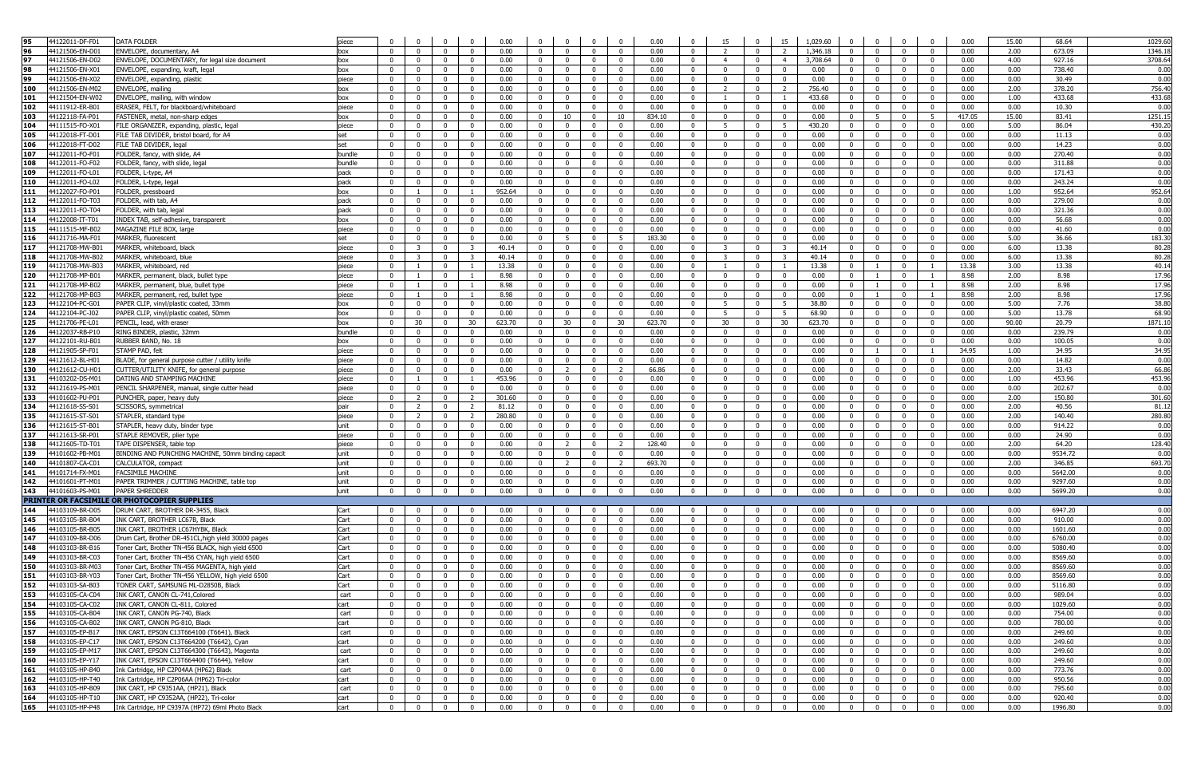| No. | Code | Description | Unit | | | | | | | | | | | | | | | | | | | | | | | | |
|---|---|---|---|---|---|---|---|---|---|---|---|---|---|---|---|---|---|---|---|---|---|---|---|---|---|---|
| 95 | 44122011-DF-F01 | DATA FOLDER | piece | 0 | 0 | 0 | 0 | 0.00 | 0 | 0 | 0 | 0 | 0.00 | 0 | 15 | 0 | 15 | 1,029.60 | 0 | 0 | 0 | 0 | 0.00 | 15.00 | 68.64 | 1029.60 |
| 96 | 44121506-EN-D01 | ENVELOPE, documentary, A4 | box | 0 | 0 | 0 | 0 | 0.00 | 0 | 0 | 0 | 0 | 0.00 | 0 | 2 | 0 | 2 | 1,346.18 | 0 | 0 | 0 | 0 | 0.00 | 2.00 | 673.09 | 1346.18 |
| 97 | 44121506-EN-D02 | ENVELOPE, DOCUMENTARY, for legal size document | box | 0 | 0 | 0 | 0 | 0.00 | 0 | 0 | 0 | 0 | 0.00 | 0 | 4 | 0 | 4 | 3,708.64 | 0 | 0 | 0 | 0 | 0.00 | 4.00 | 927.16 | 3708.64 |
| 98 | 44121506-EN-X01 | ENVELOPE, expanding, kraft, legal | box | 0 | 0 | 0 | 0 | 0.00 | 0 | 0 | 0 | 0 | 0.00 | 0 | 0 | 0 | 0 | 0.00 | 0 | 0 | 0 | 0 | 0.00 | 0.00 | 738.40 | 0.00 |
| 99 | 44121506-EN-X02 | ENVELOPE, expanding, plastic | piece | 0 | 0 | 0 | 0 | 0.00 | 0 | 0 | 0 | 0 | 0.00 | 0 | 0 | 0 | 0 | 0.00 | 0 | 0 | 0 | 0 | 0.00 | 0.00 | 30.49 | 0.00 |
| 100 | 44121506-EN-M02 | ENVELOPE, mailing | box | 0 | 0 | 0 | 0 | 0.00 | 0 | 0 | 0 | 0 | 0.00 | 0 | 2 | 0 | 2 | 756.40 | 0 | 0 | 0 | 0 | 0.00 | 2.00 | 378.20 | 756.40 |
| 101 | 44121504-EN-W02 | ENVELOPE, mailing, with window | box | 0 | 0 | 0 | 0 | 0.00 | 0 | 0 | 0 | 0 | 0.00 | 0 | 1 | 0 | 1 | 433.68 | 0 | 0 | 0 | 0 | 0.00 | 1.00 | 433.68 | 433.68 |
| 102 | 44111912-ER-B01 | ERASER, FELT, for blackboard/whiteboard | piece | 0 | 0 | 0 | 0 | 0.00 | 0 | 0 | 0 | 0 | 0.00 | 0 | 0 | 0 | 0 | 0.00 | 0 | 0 | 0 | 0 | 0.00 | 0.00 | 10.30 | 0.00 |
| 103 | 44122118-FA-P01 | FASTENER, metal, non-sharp edges | box | 0 | 0 | 0 | 0 | 0.00 | 0 | 10 | 0 | 10 | 834.10 | 0 | 0 | 0 | 0 | 0.00 | 0 | 5 | 0 | 5 | 417.05 | 15.00 | 83.41 | 1251.15 |
| 104 | 44111515-FO-X01 | FILE ORGANIZER, expanding, plastic, legal | piece | 0 | 0 | 0 | 0 | 0.00 | 0 | 0 | 0 | 0 | 0.00 | 0 | 5 | 0 | 5 | 430.20 | 0 | 0 | 0 | 0 | 0.00 | 5.00 | 86.04 | 430.20 |
| 105 | 44122018-FT-D01 | FILE TAB DIVIDER, bristol board, for A4 | set | 0 | 0 | 0 | 0 | 0.00 | 0 | 0 | 0 | 0 | 0.00 | 0 | 0 | 0 | 0 | 0.00 | 0 | 0 | 0 | 0 | 0.00 | 0.00 | 11.13 | 0.00 |
| 106 | 44122018-FT-D02 | FILE TAB DIVIDER, legal | set | 0 | 0 | 0 | 0 | 0.00 | 0 | 0 | 0 | 0 | 0.00 | 0 | 0 | 0 | 0 | 0.00 | 0 | 0 | 0 | 0 | 0.00 | 0.00 | 14.23 | 0.00 |
| 107 | 44122011-FO-F01 | FOLDER, fancy, with slide, A4 | bundle | 0 | 0 | 0 | 0 | 0.00 | 0 | 0 | 0 | 0 | 0.00 | 0 | 0 | 0 | 0 | 0.00 | 0 | 0 | 0 | 0 | 0.00 | 0.00 | 270.40 | 0.00 |
| 108 | 44122011-FO-F02 | FOLDER, fancy, with slide, legal | bundle | 0 | 0 | 0 | 0 | 0.00 | 0 | 0 | 0 | 0 | 0.00 | 0 | 0 | 0 | 0 | 0.00 | 0 | 0 | 0 | 0 | 0.00 | 0.00 | 311.88 | 0.00 |
| 109 | 44122011-FO-L01 | FOLDER, L-type, A4 | pack | 0 | 0 | 0 | 0 | 0.00 | 0 | 0 | 0 | 0 | 0.00 | 0 | 0 | 0 | 0 | 0.00 | 0 | 0 | 0 | 0 | 0.00 | 0.00 | 171.43 | 0.00 |
| 110 | 44122011-FO-L02 | FOLDER, L-type, legal | pack | 0 | 0 | 0 | 0 | 0.00 | 0 | 0 | 0 | 0 | 0.00 | 0 | 0 | 0 | 0 | 0.00 | 0 | 0 | 0 | 0 | 0.00 | 0.00 | 243.24 | 0.00 |
| 111 | 44122027-FO-P01 | FOLDER, pressboard | box | 0 | 1 | 0 | 1 | 952.64 | 0 | 0 | 0 | 0 | 0.00 | 0 | 0 | 0 | 0 | 0.00 | 0 | 0 | 0 | 0 | 0.00 | 1.00 | 952.64 | 952.64 |
| 112 | 44122011-FO-T03 | FOLDER, with tab, A4 | pack | 0 | 0 | 0 | 0 | 0.00 | 0 | 0 | 0 | 0 | 0.00 | 0 | 0 | 0 | 0 | 0.00 | 0 | 0 | 0 | 0 | 0.00 | 0.00 | 279.00 | 0.00 |
| 113 | 44122011-FO-T04 | FOLDER, with tab, legal | pack | 0 | 0 | 0 | 0 | 0.00 | 0 | 0 | 0 | 0 | 0.00 | 0 | 0 | 0 | 0 | 0.00 | 0 | 0 | 0 | 0 | 0.00 | 0.00 | 321.36 | 0.00 |
| 114 | 44122008-IT-T01 | INDEX TAB, self-adhesive, transparent | box | 0 | 0 | 0 | 0 | 0.00 | 0 | 0 | 0 | 0 | 0.00 | 0 | 0 | 0 | 0 | 0.00 | 0 | 0 | 0 | 0 | 0.00 | 0.00 | 56.68 | 0.00 |
| 115 | 44111515-MF-B02 | MAGAZINE FILE BOX, large | piece | 0 | 0 | 0 | 0 | 0.00 | 0 | 0 | 0 | 0 | 0.00 | 0 | 0 | 0 | 0 | 0.00 | 0 | 0 | 0 | 0 | 0.00 | 0.00 | 41.60 | 0.00 |
| 116 | 44121716-MA-F01 | MARKER, fluorescent | set | 0 | 0 | 0 | 0 | 0.00 | 0 | 5 | 0 | 5 | 183.30 | 0 | 0 | 0 | 0 | 0.00 | 0 | 0 | 0 | 0 | 0.00 | 5.00 | 36.66 | 183.30 |
| 117 | 44121708-MW-B01 | MARKER, whiteboard, black | piece | 0 | 3 | 0 | 3 | 40.14 | 0 | 0 | 0 | 0 | 0.00 | 0 | 3 | 0 | 3 | 40.14 | 0 | 0 | 0 | 0 | 0.00 | 6.00 | 13.38 | 80.28 |
| 118 | 44121708-MW-B02 | MARKER, whiteboard, blue | piece | 0 | 3 | 0 | 3 | 40.14 | 0 | 0 | 0 | 0 | 0.00 | 0 | 3 | 0 | 3 | 40.14 | 0 | 0 | 0 | 0 | 0.00 | 6.00 | 13.38 | 80.28 |
| 119 | 44121708-MW-B03 | MARKER, whiteboard, red | piece | 0 | 1 | 0 | 1 | 13.38 | 0 | 0 | 0 | 0 | 0.00 | 0 | 1 | 0 | 1 | 13.38 | 0 | 1 | 0 | 1 | 13.38 | 3.00 | 13.38 | 40.14 |
| 120 | 44121708-MP-B01 | MARKER, permanent, black, bullet type | piece | 0 | 1 | 0 | 1 | 8.98 | 0 | 0 | 0 | 0 | 0.00 | 0 | 0 | 0 | 0 | 0.00 | 0 | 1 | 0 | 1 | 8.98 | 2.00 | 8.98 | 17.96 |
| 121 | 44121708-MP-B02 | MARKER, permanent, blue, bullet type | piece | 0 | 1 | 0 | 1 | 8.98 | 0 | 0 | 0 | 0 | 0.00 | 0 | 0 | 0 | 0 | 0.00 | 0 | 1 | 0 | 1 | 8.98 | 2.00 | 8.98 | 17.96 |
| 122 | 44121708-MP-B03 | MARKER, permanent, red, bullet type | piece | 0 | 1 | 0 | 1 | 8.98 | 0 | 0 | 0 | 0 | 0.00 | 0 | 0 | 0 | 0 | 0.00 | 0 | 1 | 0 | 1 | 8.98 | 2.00 | 8.98 | 17.96 |
| 123 | 44122104-PC-G01 | PAPER CLIP, vinyl/plastic coated, 33mm | box | 0 | 0 | 0 | 0 | 0.00 | 0 | 0 | 0 | 0 | 0.00 | 0 | 5 | 0 | 5 | 38.80 | 0 | 0 | 0 | 0 | 0.00 | 5.00 | 7.76 | 38.80 |
| 124 | 44122104-PC-J02 | PAPER CLIP, vinyl/plastic coated, 50mm | box | 0 | 0 | 0 | 0 | 0.00 | 0 | 0 | 0 | 0 | 0.00 | 0 | 5 | 0 | 5 | 68.90 | 0 | 0 | 0 | 0 | 0.00 | 5.00 | 13.78 | 68.90 |
| 125 | 44121706-PE-L01 | PENCIL, lead, with eraser | box | 0 | 30 | 0 | 30 | 623.70 | 0 | 30 | 0 | 30 | 623.70 | 0 | 30 | 0 | 30 | 623.70 | 0 | 0 | 0 | 0 | 0.00 | 90.00 | 20.79 | 1871.10 |
| 126 | 44122037-RB-P10 | RING BINDER, plastic, 32mm | bundle | 0 | 0 | 0 | 0 | 0.00 | 0 | 0 | 0 | 0 | 0.00 | 0 | 0 | 0 | 0 | 0.00 | 0 | 0 | 0 | 0 | 0.00 | 0.00 | 239.79 | 0.00 |
| 127 | 44122101-RU-B01 | RUBBER BAND, No. 18 | box | 0 | 0 | 0 | 0 | 0.00 | 0 | 0 | 0 | 0 | 0.00 | 0 | 0 | 0 | 0 | 0.00 | 0 | 0 | 0 | 0 | 0.00 | 0.00 | 100.05 | 0.00 |
| 128 | 44121905-SP-F01 | STAMP PAD, felt | piece | 0 | 0 | 0 | 0 | 0.00 | 0 | 0 | 0 | 0 | 0.00 | 0 | 0 | 0 | 0 | 0.00 | 0 | 1 | 0 | 1 | 34.95 | 1.00 | 34.95 | 34.95 |
| 129 | 44121612-BL-H01 | BLADE, for general purpose cutter / utility knife | piece | 0 | 0 | 0 | 0 | 0.00 | 0 | 0 | 0 | 0 | 0.00 | 0 | 0 | 0 | 0 | 0.00 | 0 | 0 | 0 | 0 | 0.00 | 0.00 | 14.82 | 0.00 |
| 130 | 44121612-CU-H01 | CUTTER/UTILITY KNIFE, for general purpose | piece | 0 | 0 | 0 | 0 | 0.00 | 0 | 2 | 0 | 2 | 66.86 | 0 | 0 | 0 | 0 | 0.00 | 0 | 0 | 0 | 0 | 0.00 | 2.00 | 33.43 | 66.86 |
| 131 | 44103202-DS-M01 | DATING AND STAMPING MACHINE | piece | 0 | 1 | 0 | 1 | 453.96 | 0 | 0 | 0 | 0 | 0.00 | 0 | 0 | 0 | 0 | 0.00 | 0 | 0 | 0 | 0 | 0.00 | 1.00 | 453.96 | 453.96 |
| 132 | 44121619-PS-M01 | PENCIL SHARPENER, manual, single cutter head | piece | 0 | 0 | 0 | 0 | 0.00 | 0 | 0 | 0 | 0 | 0.00 | 0 | 0 | 0 | 0 | 0.00 | 0 | 0 | 0 | 0 | 0.00 | 0.00 | 202.67 | 0.00 |
| 133 | 44101602-PU-P01 | PUNCHER, paper, heavy duty | piece | 0 | 2 | 0 | 2 | 301.60 | 0 | 0 | 0 | 0 | 0.00 | 0 | 0 | 0 | 0 | 0.00 | 0 | 0 | 0 | 0 | 0.00 | 2.00 | 150.80 | 301.60 |
| 134 | 44121618-SS-S01 | SCISSORS, symmetrical | pair | 0 | 2 | 0 | 2 | 81.12 | 0 | 0 | 0 | 0 | 0.00 | 0 | 0 | 0 | 0 | 0.00 | 0 | 0 | 0 | 0 | 0.00 | 2.00 | 40.56 | 81.12 |
| 135 | 44121615-ST-S01 | STAPLER, standard type | piece | 0 | 2 | 0 | 2 | 280.80 | 0 | 0 | 0 | 0 | 0.00 | 0 | 0 | 0 | 0 | 0.00 | 0 | 0 | 0 | 0 | 0.00 | 2.00 | 140.40 | 280.80 |
| 136 | 44121615-ST-B01 | STAPLER, heavy duty, binder type | unit | 0 | 0 | 0 | 0 | 0.00 | 0 | 0 | 0 | 0 | 0.00 | 0 | 0 | 0 | 0 | 0.00 | 0 | 0 | 0 | 0 | 0.00 | 0.00 | 914.22 | 0.00 |
| 137 | 44121613-SR-P01 | STAPLE REMOVER, plier type | piece | 0 | 0 | 0 | 0 | 0.00 | 0 | 0 | 0 | 0 | 0.00 | 0 | 0 | 0 | 0 | 0.00 | 0 | 0 | 0 | 0 | 0.00 | 0.00 | 24.90 | 0.00 |
| 138 | 44121605-TD-T01 | TAPE DISPENSER, table top | piece | 0 | 0 | 0 | 0 | 0.00 | 0 | 2 | 0 | 2 | 128.40 | 0 | 0 | 0 | 0 | 0.00 | 0 | 0 | 0 | 0 | 0.00 | 2.00 | 64.20 | 128.40 |
| 139 | 44101602-PB-M01 | BINDING AND PUNCHING MACHINE, 50mm binding capacit | unit | 0 | 0 | 0 | 0 | 0.00 | 0 | 0 | 0 | 0 | 0.00 | 0 | 0 | 0 | 0 | 0.00 | 0 | 0 | 0 | 0 | 0.00 | 0.00 | 9534.72 | 0.00 |
| 140 | 44101807-CA-C01 | CALCULATOR, compact | unit | 0 | 0 | 0 | 0 | 0.00 | 0 | 2 | 0 | 2 | 693.70 | 0 | 0 | 0 | 0 | 0.00 | 0 | 0 | 0 | 0 | 0.00 | 2.00 | 346.85 | 693.70 |
| 141 | 44101714-FX-M01 | FACSIMILE MACHINE | unit | 0 | 0 | 0 | 0 | 0.00 | 0 | 0 | 0 | 0 | 0.00 | 0 | 0 | 0 | 0 | 0.00 | 0 | 0 | 0 | 0 | 0.00 | 0.00 | 5642.00 | 0.00 |
| 142 | 44101601-PT-M01 | PAPER TRIMMER / CUTTING MACHINE, table top | unit | 0 | 0 | 0 | 0 | 0.00 | 0 | 0 | 0 | 0 | 0.00 | 0 | 0 | 0 | 0 | 0.00 | 0 | 0 | 0 | 0 | 0.00 | 0.00 | 9297.60 | 0.00 |
| 143 | 44101603-PS-M01 | PAPER SHREDDER | unit | 0 | 0 | 0 | 0 | 0.00 | 0 | 0 | 0 | 0 | 0.00 | 0 | 0 | 0 | 0 | 0.00 | 0 | 0 | 0 | 0 | 0.00 | 0.00 | 5699.20 | 0.00 |
| **PRINTER OR FACSIMILE OR PHOTOCOPIER SUPPLIES** | | | | | | | | | | | | | | | | | | | | | | | | | | |
| 144 | 44103109-BR-D05 | DRUM CART, BROTHER DR-3455, Black | Cart | 0 | 0 | 0 | 0 | 0.00 | 0 | 0 | 0 | 0 | 0.00 | 0 | 0 | 0 | 0 | 0.00 | 0 | 0 | 0 | 0 | 0.00 | 0.00 | 6947.20 | 0.00 |
| 145 | 44103105-BR-B04 | INK CART, BROTHER LC67B, Black | Cart | 0 | 0 | 0 | 0 | 0.00 | 0 | 0 | 0 | 0 | 0.00 | 0 | 0 | 0 | 0 | 0.00 | 0 | 0 | 0 | 0 | 0.00 | 0.00 | 910.00 | 0.00 |
| 146 | 44103105-BR-B05 | INK CART, BROTHER LC67HYBK, Black | Cart | 0 | 0 | 0 | 0 | 0.00 | 0 | 0 | 0 | 0 | 0.00 | 0 | 0 | 0 | 0 | 0.00 | 0 | 0 | 0 | 0 | 0.00 | 0.00 | 1601.60 | 0.00 |
| 147 | 44103109-BR-D06 | Drum Cart, Brother DR-451CL,high yield 30000 pages | Cart | 0 | 0 | 0 | 0 | 0.00 | 0 | 0 | 0 | 0 | 0.00 | 0 | 0 | 0 | 0 | 0.00 | 0 | 0 | 0 | 0 | 0.00 | 0.00 | 6760.00 | 0.00 |
| 148 | 44103103-BR-B16 | Toner Cart, Brother TN-456 BLACK, high yield 6500 | Cart | 0 | 0 | 0 | 0 | 0.00 | 0 | 0 | 0 | 0 | 0.00 | 0 | 0 | 0 | 0 | 0.00 | 0 | 0 | 0 | 0 | 0.00 | 0.00 | 5080.40 | 0.00 |
| 149 | 44103103-BR-C03 | Toner Cart, Brother TN-456 CYAN, high yield 6500 | Cart | 0 | 0 | 0 | 0 | 0.00 | 0 | 0 | 0 | 0 | 0.00 | 0 | 0 | 0 | 0 | 0.00 | 0 | 0 | 0 | 0 | 0.00 | 0.00 | 8569.60 | 0.00 |
| 150 | 44103103-BR-M03 | Toner Cart, Brother TN-456 MAGENTA, high yield | Cart | 0 | 0 | 0 | 0 | 0.00 | 0 | 0 | 0 | 0 | 0.00 | 0 | 0 | 0 | 0 | 0.00 | 0 | 0 | 0 | 0 | 0.00 | 0.00 | 8569.60 | 0.00 |
| 151 | 44103103-BR-Y03 | Toner Cart, Brother TN-456 YELLOW, high yield 6500 | Cart | 0 | 0 | 0 | 0 | 0.00 | 0 | 0 | 0 | 0 | 0.00 | 0 | 0 | 0 | 0 | 0.00 | 0 | 0 | 0 | 0 | 0.00 | 0.00 | 8569.60 | 0.00 |
| 152 | 44103103-SA-B03 | TONER CART, SAMSUNG ML-D2850B, Black | Cart | 0 | 0 | 0 | 0 | 0.00 | 0 | 0 | 0 | 0 | 0.00 | 0 | 0 | 0 | 0 | 0.00 | 0 | 0 | 0 | 0 | 0.00 | 0.00 | 5116.80 | 0.00 |
| 153 | 44103105-CA-C04 | INK CART, CANON CL-741,Colored | cart | 0 | 0 | 0 | 0 | 0.00 | 0 | 0 | 0 | 0 | 0.00 | 0 | 0 | 0 | 0 | 0.00 | 0 | 0 | 0 | 0 | 0.00 | 0.00 | 989.04 | 0.00 |
| 154 | 44103105-CA-C02 | INK CART, CANON CL-811, Colored | cart | 0 | 0 | 0 | 0 | 0.00 | 0 | 0 | 0 | 0 | 0.00 | 0 | 0 | 0 | 0 | 0.00 | 0 | 0 | 0 | 0 | 0.00 | 0.00 | 1029.60 | 0.00 |
| 155 | 44103105-CA-B04 | INK CART, CANON PG-740, Black | cart | 0 | 0 | 0 | 0 | 0.00 | 0 | 0 | 0 | 0 | 0.00 | 0 | 0 | 0 | 0 | 0.00 | 0 | 0 | 0 | 0 | 0.00 | 0.00 | 754.00 | 0.00 |
| 156 | 44103105-CA-B02 | INK CART, CANON PG-810, Black | cart | 0 | 0 | 0 | 0 | 0.00 | 0 | 0 | 0 | 0 | 0.00 | 0 | 0 | 0 | 0 | 0.00 | 0 | 0 | 0 | 0 | 0.00 | 0.00 | 780.00 | 0.00 |
| 157 | 44103105-EP-B17 | INK CART, EPSON C13T664100 (T6641), Black | cart | 0 | 0 | 0 | 0 | 0.00 | 0 | 0 | 0 | 0 | 0.00 | 0 | 0 | 0 | 0 | 0.00 | 0 | 0 | 0 | 0 | 0.00 | 0.00 | 249.60 | 0.00 |
| 158 | 44103105-EP-C17 | INK CART, EPSON C13T664200 (T6642), Cyan | cart | 0 | 0 | 0 | 0 | 0.00 | 0 | 0 | 0 | 0 | 0.00 | 0 | 0 | 0 | 0 | 0.00 | 0 | 0 | 0 | 0 | 0.00 | 0.00 | 249.60 | 0.00 |
| 159 | 44103105-EP-M17 | INK CART, EPSON C13T664300 (T6643), Magenta | cart | 0 | 0 | 0 | 0 | 0.00 | 0 | 0 | 0 | 0 | 0.00 | 0 | 0 | 0 | 0 | 0.00 | 0 | 0 | 0 | 0 | 0.00 | 0.00 | 249.60 | 0.00 |
| 160 | 44103105-EP-Y17 | INK CART, EPSON C13T664400 (T6644), Yellow | cart | 0 | 0 | 0 | 0 | 0.00 | 0 | 0 | 0 | 0 | 0.00 | 0 | 0 | 0 | 0 | 0.00 | 0 | 0 | 0 | 0 | 0.00 | 0.00 | 249.60 | 0.00 |
| 161 | 44103105-HP-B40 | Ink Cartridge, HP C2P04AA (HP62) Black | cart | 0 | 0 | 0 | 0 | 0.00 | 0 | 0 | 0 | 0 | 0.00 | 0 | 0 | 0 | 0 | 0.00 | 0 | 0 | 0 | 0 | 0.00 | 0.00 | 773.76 | 0.00 |
| 162 | 44103105-HP-T40 | Ink Cartridge, HP C2P06AA (HP62) Tri-color | cart | 0 | 0 | 0 | 0 | 0.00 | 0 | 0 | 0 | 0 | 0.00 | 0 | 0 | 0 | 0 | 0.00 | 0 | 0 | 0 | 0 | 0.00 | 0.00 | 950.56 | 0.00 |
| 163 | 44103105-HP-B09 | INK CART, HP C9351AA, (HP21), Black | cart | 0 | 0 | 0 | 0 | 0.00 | 0 | 0 | 0 | 0 | 0.00 | 0 | 0 | 0 | 0 | 0.00 | 0 | 0 | 0 | 0 | 0.00 | 0.00 | 795.60 | 0.00 |
| 164 | 44103105-HP-T10 | INK CART, HP C9352AA, (HP22), Tri-color | cart | 0 | 0 | 0 | 0 | 0.00 | 0 | 0 | 0 | 0 | 0.00 | 0 | 0 | 0 | 0 | 0.00 | 0 | 0 | 0 | 0 | 0.00 | 0.00 | 920.40 | 0.00 |
| 165 | 44103105-HP-P48 | Ink Cartridge, HP C9397A (HP72) 69ml Photo Black | cart | 0 | 0 | 0 | 0 | 0.00 | 0 | 0 | 0 | 0 | 0.00 | 0 | 0 | 0 | 0 | 0.00 | 0 | 0 | 0 | 0 | 0.00 | 0.00 | 1996.80 | 0.00 |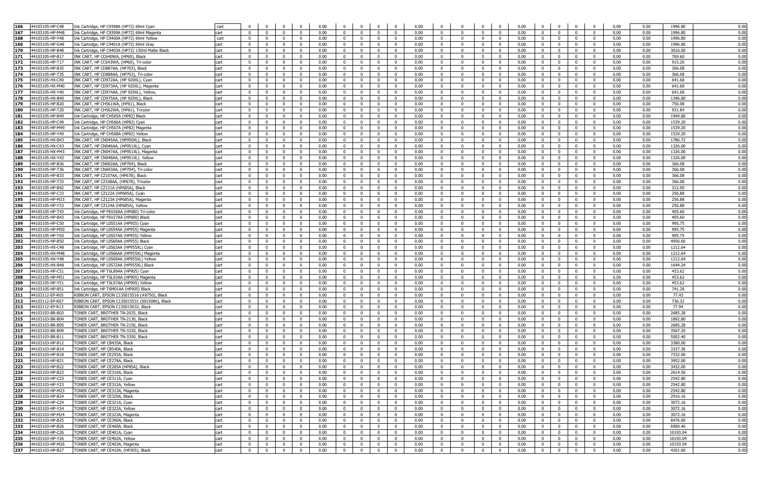| | | | | | | | | | | | | | | | | | | | | | | | | | | |
|---|---|---|---|---|---|---|---|---|---|---|---|---|---|---|---|---|---|---|---|---|---|---|---|---|---|---|
| 166 | 44103105-HP-C48 | Ink Cartridge, HP C9398A (HP72) 69ml Cyan | cart | 0 | 0 | 0 | 0 | 0.00 | 0 | 0 | 0 | 0 | 0.00 | 0 | 0 | 0 | 0 | 0.00 | 0 | 0 | 0 | 0 | 0.00 | 0.00 | 1996.80 | 0.00 |
| 167 | 44103105-HP-M48 | Ink Cartridge, HP C9399A (HP72) 69ml Magenta | cart | 0 | 0 | 0 | 0 | 0.00 | 0 | 0 | 0 | 0 | 0.00 | 0 | 0 | 0 | 0 | 0.00 | 0 | 0 | 0 | 0 | 0.00 | 0.00 | 1996.80 | 0.00 |
| 168 | 44103105-HP-Y48 | Ink Cartridge, HP C9400A (HP72) 69ml Yellow | cart | 0 | 0 | 0 | 0 | 0.00 | 0 | 0 | 0 | 0 | 0.00 | 0 | 0 | 0 | 0 | 0.00 | 0 | 0 | 0 | 0 | 0.00 | 0.00 | 1996.80 | 0.00 |
| 169 | 44103105-HP-G48 | Ink Cartridge, HP C9401A (HP72) 69ml Gray | cart | 0 | 0 | 0 | 0 | 0.00 | 0 | 0 | 0 | 0 | 0.00 | 0 | 0 | 0 | 0 | 0.00 | 0 | 0 | 0 | 0 | 0.00 | 0.00 | 1996.80 | 0.00 |
| 170 | 44103105-HP-B48 | Ink Cartridge, HP C9403A (HP72) 130ml Matte Black | cart | 0 | 0 | 0 | 0 | 0.00 | 0 | 0 | 0 | 0 | 0.00 | 0 | 0 | 0 | 0 | 0.00 | 0 | 0 | 0 | 0 | 0.00 | 0.00 | 3016.00 | 0.00 |
| 171 | 44103105-HP-B17 | INK CART, HP CC640WA, (HP60), Black | cart | 0 | 0 | 0 | 0 | 0.00 | 0 | 0 | 0 | 0 | 0.00 | 0 | 0 | 0 | 0 | 0.00 | 0 | 0 | 0 | 0 | 0.00 | 0.00 | 769.60 | 0.00 |
| 172 | 44103105-HP-T17 | INK CART, HP CC643WA, (HP60), Tri-color | cart | 0 | 0 | 0 | 0 | 0.00 | 0 | 0 | 0 | 0 | 0.00 | 0 | 0 | 0 | 0 | 0.00 | 0 | 0 | 0 | 0 | 0.00 | 0.00 | 915.20 | 0.00 |
| 173 | 44103105-HP-B35 | INK CART, HP CD887AA, (HP703), Black | cart | 0 | 0 | 0 | 0 | 0.00 | 0 | 0 | 0 | 0 | 0.00 | 0 | 0 | 0 | 0 | 0.00 | 0 | 0 | 0 | 0 | 0.00 | 0.00 | 366.08 | 0.00 |
| 174 | 44103105-HP-T35 | INK CART, HP CD888AA, (HP703), Tri-color | cart | 0 | 0 | 0 | 0 | 0.00 | 0 | 0 | 0 | 0 | 0.00 | 0 | 0 | 0 | 0 | 0.00 | 0 | 0 | 0 | 0 | 0.00 | 0.00 | 366.08 | 0.00 |
| 175 | 44103105-HX-C40 | INK CART, HP CD972AA, (HP 920XL), Cyan | cart | 0 | 0 | 0 | 0 | 0.00 | 0 | 0 | 0 | 0 | 0.00 | 0 | 0 | 0 | 0 | 0.00 | 0 | 0 | 0 | 0 | 0.00 | 0.00 | 641.68 | 0.00 |
| 176 | 44103105-HX-M40 | INK CART, HP CD973AA, (HP 920XL), Magenta | cart | 0 | 0 | 0 | 0 | 0.00 | 0 | 0 | 0 | 0 | 0.00 | 0 | 0 | 0 | 0 | 0.00 | 0 | 0 | 0 | 0 | 0.00 | 0.00 | 641.68 | 0.00 |
| 177 | 44103105-HX-Y40 | INK CART, HP CD974AA, (HP 920XL), Yellow, | cart | 0 | 0 | 0 | 0 | 0.00 | 0 | 0 | 0 | 0 | 0.00 | 0 | 0 | 0 | 0 | 0.00 | 0 | 0 | 0 | 0 | 0.00 | 0.00 | 641.68 | 0.00 |
| 178 | 44103105-HX-B40 | INK CART, HP CD975AA, (HP 920XL), Black | cart | 0 | 0 | 0 | 0 | 0.00 | 0 | 0 | 0 | 0 | 0.00 | 0 | 0 | 0 | 0 | 0.00 | 0 | 0 | 0 | 0 | 0.00 | 0.00 | 1346.80 | 0.00 |
| 179 | 44103105-HP-B20 | INK CART, HP CH561WA, (HP61), Black | cart | 0 | 0 | 0 | 0 | 0.00 | 0 | 0 | 0 | 0 | 0.00 | 0 | 0 | 0 | 0 | 0.00 | 0 | 0 | 0 | 0 | 0.00 | 0.00 | 756.08 | 0.00 |
| 180 | 44103105-HP-T20 | INK CART, HP CH562WA, (HP61), Tricolor | cart | 0 | 0 | 0 | 0 | 0.00 | 0 | 0 | 0 | 0 | 0.00 | 0 | 0 | 0 | 0 | 0.00 | 0 | 0 | 0 | 0 | 0.00 | 0.00 | 931.84 | 0.00 |
| 181 | 44103105-HP-B49 | Ink Cartridge, HP CH565A (HP82) Black | cart | 0 | 0 | 0 | 0 | 0.00 | 0 | 0 | 0 | 0 | 0.00 | 0 | 0 | 0 | 0 | 0.00 | 0 | 0 | 0 | 0 | 0.00 | 0.00 | 1944.80 | 0.00 |
| 182 | 44103105-HP-C49 | Ink Cartridge, HP CH566A (HP82) Cyan | cart | 0 | 0 | 0 | 0 | 0.00 | 0 | 0 | 0 | 0 | 0.00 | 0 | 0 | 0 | 0 | 0.00 | 0 | 0 | 0 | 0 | 0.00 | 0.00 | 1539.20 | 0.00 |
| 183 | 44103105-HP-M49 | Ink Cartridge, HP CH567A (HP82) Magenta | cart | 0 | 0 | 0 | 0 | 0.00 | 0 | 0 | 0 | 0 | 0.00 | 0 | 0 | 0 | 0 | 0.00 | 0 | 0 | 0 | 0 | 0.00 | 0.00 | 1539.20 | 0.00 |
| 184 | 44103105-HP-Y49 | Ink Cartridge, HP CH568A (HP82) Yellow | cart | 0 | 0 | 0 | 0 | 0.00 | 0 | 0 | 0 | 0 | 0.00 | 0 | 0 | 0 | 0 | 0.00 | 0 | 0 | 0 | 0 | 0.00 | 0.00 | 1539.20 | 0.00 |
| 185 | 44103105-HX-B43 | INK CART, HP CN045AA, (HP950XL), Black | cart | 0 | 0 | 0 | 0 | 0.00 | 0 | 0 | 0 | 0 | 0.00 | 0 | 0 | 0 | 0 | 0.00 | 0 | 0 | 0 | 0 | 0.00 | 0.00 | 1786.72 | 0.00 |
| 186 | 44103105-HX-C43 | INK CART, HP CN046AA, (HP951XL), Cyan | cart | 0 | 0 | 0 | 0 | 0.00 | 0 | 0 | 0 | 0 | 0.00 | 0 | 0 | 0 | 0 | 0.00 | 0 | 0 | 0 | 0 | 0.00 | 0.00 | 1326.00 | 0.00 |
| 187 | 44103105-HX-M43 | INK CART, HP CN047AA, (HP951XL), Magenta | cart | 0 | 0 | 0 | 0 | 0.00 | 0 | 0 | 0 | 0 | 0.00 | 0 | 0 | 0 | 0 | 0.00 | 0 | 0 | 0 | 0 | 0.00 | 0.00 | 1326.00 | 0.00 |
| 188 | 44103105-HX-Y43 | INK CART, HP CN048AA, (HP951XL). Yellow | cart | 0 | 0 | 0 | 0 | 0.00 | 0 | 0 | 0 | 0 | 0.00 | 0 | 0 | 0 | 0 | 0.00 | 0 | 0 | 0 | 0 | 0.00 | 0.00 | 1326.00 | 0.00 |
| 189 | 44103105-HP-B36 | INK CART, HP CN692AA, (HP704), Black | cart | 0 | 0 | 0 | 0 | 0.00 | 0 | 0 | 0 | 0 | 0.00 | 0 | 0 | 0 | 0 | 0.00 | 0 | 0 | 0 | 0 | 0.00 | 0.00 | 366.08 | 0.00 |
| 190 | 44103105-HP-T36 | INK CART, HP CN693AA, (HP704), Tri-color | cart | 0 | 0 | 0 | 0 | 0.00 | 0 | 0 | 0 | 0 | 0.00 | 0 | 0 | 0 | 0 | 0.00 | 0 | 0 | 0 | 0 | 0.00 | 0.00 | 366.08 | 0.00 |
| 191 | 44103105-HP-B33 | INK CART, HP CZ107AA, (HP678), Black | cart | 0 | 0 | 0 | 0 | 0.00 | 0 | 0 | 0 | 0 | 0.00 | 0 | 0 | 0 | 0 | 0.00 | 0 | 0 | 0 | 0 | 0.00 | 0.00 | 366.08 | 0.00 |
| 192 | 44103105-HP-T33 | INK CART, HP CZ108AA, (HP678), Tricolor | cart | 0 | 0 | 0 | 0 | 0.00 | 0 | 0 | 0 | 0 | 0.00 | 0 | 0 | 0 | 0 | 0.00 | 0 | 0 | 0 | 0 | 0.00 | 0.00 | 366.08 | 0.00 |
| 193 | 44103105-HP-B42 | INK CART, HP CZ121A (HP685A), Black | cart | 0 | 0 | 0 | 0 | 0.00 | 0 | 0 | 0 | 0 | 0.00 | 0 | 0 | 0 | 0 | 0.00 | 0 | 0 | 0 | 0 | 0.00 | 0.00 | 312.00 | 0.00 |
| 194 | 44103105-HP-C33 | INK CART, HP CZ122A (HP685A), Cyan | cart | 0 | 0 | 0 | 0 | 0.00 | 0 | 0 | 0 | 0 | 0.00 | 0 | 0 | 0 | 0 | 0.00 | 0 | 0 | 0 | 0 | 0.00 | 0.00 | 256.88 | 0.00 |
| 195 | 44103105-HP-M33 | INK CART, HP CZ123A (HP685A), Magenta | cart | 0 | 0 | 0 | 0 | 0.00 | 0 | 0 | 0 | 0 | 0.00 | 0 | 0 | 0 | 0 | 0.00 | 0 | 0 | 0 | 0 | 0.00 | 0.00 | 256.88 | 0.00 |
| 196 | 44103105-HP-Y33 | INK CART, HP CZ124A (HP685A), Yellow | cart | 0 | 0 | 0 | 0 | 0.00 | 0 | 0 | 0 | 0 | 0.00 | 0 | 0 | 0 | 0 | 0.00 | 0 | 0 | 0 | 0 | 0.00 | 0.00 | 256.88 | 0.00 |
| 197 | 44103105-HP-T43 | Ink Cartridge, HP F6V26AA (HP680) Tri-color | cart | 0 | 0 | 0 | 0 | 0.00 | 0 | 0 | 0 | 0 | 0.00 | 0 | 0 | 0 | 0 | 0.00 | 0 | 0 | 0 | 0 | 0.00 | 0.00 | 405.60 | 0.00 |
| 198 | 44103105-HP-B43 | Ink Cartridge, HP F6V27AA (HP680) Black | cart | 0 | 0 | 0 | 0 | 0.00 | 0 | 0 | 0 | 0 | 0.00 | 0 | 0 | 0 | 0 | 0.00 | 0 | 0 | 0 | 0 | 0.00 | 0.00 | 405.60 | 0.00 |
| 199 | 44103105-HP-C50 | Ink Cartridge, HP L0S51AA (HP955) Cyan | cart | 0 | 0 | 0 | 0 | 0.00 | 0 | 0 | 0 | 0 | 0.00 | 0 | 0 | 0 | 0 | 0.00 | 0 | 0 | 0 | 0 | 0.00 | 0.00 | 995.75 | 0.00 |
| 200 | 44103105-HP-M50 | Ink Cartridge, HP L0S54AA (HP955) Magenta | cart | 0 | 0 | 0 | 0 | 0.00 | 0 | 0 | 0 | 0 | 0.00 | 0 | 0 | 0 | 0 | 0.00 | 0 | 0 | 0 | 0 | 0.00 | 0.00 | 995.75 | 0.00 |
| 201 | 44103105-HP-Y50 | Ink Cartridge, HP L0S57AA (HP955) Yellow | cart | 0 | 0 | 0 | 0 | 0.00 | 0 | 0 | 0 | 0 | 0.00 | 0 | 0 | 0 | 0 | 0.00 | 0 | 0 | 0 | 0 | 0.00 | 0.00 | 995.75 | 0.00 |
| 202 | 44103105-HP-B50 | Ink Cartridge, HP L0S60AA (HP955) Black | cart | 0 | 0 | 0 | 0 | 0.00 | 0 | 0 | 0 | 0 | 0.00 | 0 | 0 | 0 | 0 | 0.00 | 0 | 0 | 0 | 0 | 0.00 | 0.00 | 4956.60 | 0.00 |
| 203 | 44103105-HX-C48 | Ink Cartridge, HP L0S63AA (HP955XL) Cyan | cart | 0 | 0 | 0 | 0 | 0.00 | 0 | 0 | 0 | 0 | 0.00 | 0 | 0 | 0 | 0 | 0.00 | 0 | 0 | 0 | 0 | 0.00 | 0.00 | 1212.64 | 0.00 |
| 204 | 44103105-HX-M48 | Ink Cartridge, HP L0S66AA (HP955XL) Magenta | cart | 0 | 0 | 0 | 0 | 0.00 | 0 | 0 | 0 | 0 | 0.00 | 0 | 0 | 0 | 0 | 0.00 | 0 | 0 | 0 | 0 | 0.00 | 0.00 | 1212.64 | 0.00 |
| 205 | 44103105-HX-Y48 | Ink Cartridge, HP L0S69AA (HP955XL) Yellow | cart | 0 | 0 | 0 | 0 | 0.00 | 0 | 0 | 0 | 0 | 0.00 | 0 | 0 | 0 | 0 | 0.00 | 0 | 0 | 0 | 0 | 0.00 | 0.00 | 1212.64 | 0.00 |
| 206 | 44103105-HX-B48 | Ink Cartridge, HP L0S72AA (HP955XL) Black | cart | 0 | 0 | 0 | 0 | 0.00 | 0 | 0 | 0 | 0 | 0.00 | 0 | 0 | 0 | 0 | 0.00 | 0 | 0 | 0 | 0 | 0.00 | 0.00 | 1644.24 | 0.00 |
| 207 | 44103105-HP-C51 | Ink Cartridge, HP T6L89AA (HP905) Cyan | cart | 0 | 0 | 0 | 0 | 0.00 | 0 | 0 | 0 | 0 | 0.00 | 0 | 0 | 0 | 0 | 0.00 | 0 | 0 | 0 | 0 | 0.00 | 0.00 | 453.62 | 0.00 |
| 208 | 44103105-HP-M51 | Ink Cartridge, HP T6L93AA (HP905) Magenta | cart | 0 | 0 | 0 | 0 | 0.00 | 0 | 0 | 0 | 0 | 0.00 | 0 | 0 | 0 | 0 | 0.00 | 0 | 0 | 0 | 0 | 0.00 | 0.00 | 453.62 | 0.00 |
| 209 | 44103105-HP-Y51 | Ink Cartridge, HP T6L97AA (HP905) Yellow | cart | 0 | 0 | 0 | 0 | 0.00 | 0 | 0 | 0 | 0 | 0.00 | 0 | 0 | 0 | 0 | 0.00 | 0 | 0 | 0 | 0 | 0.00 | 0.00 | 453.62 | 0.00 |
| 210 | 44103105-HP-B51 | Ink Cartridge, HP T6M01AA (HP905) Black | cart | 0 | 0 | 0 | 0 | 0.00 | 0 | 0 | 0 | 0 | 0.00 | 0 | 0 | 0 | 0 | 0.00 | 0 | 0 | 0 | 0 | 0.00 | 0.00 | 741.28 | 0.00 |
| 211 | 44103112-EP-R05 | RIBBON CART, EPSON C13S015516 (#8750), Black | cart | 0 | 0 | 0 | 0 | 0.00 | 0 | 0 | 0 | 0 | 0.00 | 0 | 0 | 0 | 0 | 0.00 | 0 | 0 | 0 | 0 | 0.00 | 0.00 | 77.43 | 0.00 |
| 212 | 44103112-EP-R07 | RIBBON CART, EPSON C13S015531 (S015086), Black | cart | 0 | 0 | 0 | 0 | 0.00 | 0 | 0 | 0 | 0 | 0.00 | 0 | 0 | 0 | 0 | 0.00 | 0 | 0 | 0 | 0 | 0.00 | 0.00 | 736.32 | 0.00 |
| 213 | 44103112-EP-R13 | RIBBON CART, EPSON C13S015632, Black | cart | 0 | 0 | 0 | 0 | 0.00 | 0 | 0 | 0 | 0 | 0.00 | 0 | 0 | 0 | 0 | 0.00 | 0 | 0 | 0 | 0 | 0.00 | 0.00 | 77.94 | 0.00 |
| 214 | 44103103-BR-B03 | TONER CART, BROTHER TN-2025, Black | cart | 0 | 0 | 0 | 0 | 0.00 | 0 | 0 | 0 | 0 | 0.00 | 0 | 0 | 0 | 0 | 0.00 | 0 | 0 | 0 | 0 | 0.00 | 0.00 | 2685.28 | 0.00 |
| 215 | 44103103-BR-B04 | TONER CART, BROTHER TN-2130, Black | cart | 0 | 0 | 0 | 0 | 0.00 | 0 | 0 | 0 | 0 | 0.00 | 0 | 0 | 0 | 0 | 0.00 | 0 | 0 | 0 | 0 | 0.00 | 0.00 | 1892.80 | 0.00 |
| 216 | 44103103-BR-B05 | TONER CART, BROTHER TN-2150, Black | cart | 0 | 0 | 0 | 0 | 0.00 | 0 | 0 | 0 | 0 | 0.00 | 0 | 0 | 0 | 0 | 0.00 | 0 | 0 | 0 | 0 | 0.00 | 0.00 | 2685.28 | 0.00 |
| 217 | 44103103-BR-B09 | TONER CART, BROTHER TN-3320, Black | cart | 0 | 0 | 0 | 0 | 0.00 | 0 | 0 | 0 | 0 | 0.00 | 0 | 0 | 0 | 0 | 0.00 | 0 | 0 | 0 | 0 | 0.00 | 0.00 | 3567.20 | 0.00 |
| 218 | 44103103-BR-B11 | TONER CART, BROTHER TN-3350, Black | cart | 0 | 0 | 0 | 0 | 0.00 | 0 | 0 | 0 | 0 | 0.00 | 0 | 0 | 0 | 0 | 0.00 | 0 | 0 | 0 | 0 | 0.00 | 0.00 | 5002.40 | 0.00 |
| 219 | 44103103-HP-B12 | TONER CART, HP CB435A, Black | cart | 0 | 0 | 0 | 0 | 0.00 | 0 | 0 | 0 | 0 | 0.00 | 0 | 0 | 0 | 0 | 0.00 | 0 | 0 | 0 | 0 | 0.00 | 0.00 | 3380.00 | 0.00 |
| 220 | 44103103-HP-B14 | TONER CART, HP CB540A, Black | cart | 0 | 0 | 0 | 0 | 0.00 | 0 | 0 | 0 | 0 | 0.00 | 0 | 0 | 0 | 0 | 0.00 | 0 | 0 | 0 | 0 | 0.00 | 0.00 | 3337.36 | 0.00 |
| 221 | 44103103-HP-B18 | TONER CART, HP CE255A, Black | cart | 0 | 0 | 0 | 0 | 0.00 | 0 | 0 | 0 | 0 | 0.00 | 0 | 0 | 0 | 0 | 0.00 | 0 | 0 | 0 | 0 | 0.00 | 0.00 | 7332.00 | 0.00 |
| 222 | 44103103-HP-B21 | TONER CART, HP CE278A, Black | cart | 0 | 0 | 0 | 0 | 0.00 | 0 | 0 | 0 | 0 | 0.00 | 0 | 0 | 0 | 0 | 0.00 | 0 | 0 | 0 | 0 | 0.00 | 0.00 | 3952.00 | 0.00 |
| 223 | 44103103-HP-B22 | TONER CART, HP CE285A (HP85A), Black | cart | 0 | 0 | 0 | 0 | 0.00 | 0 | 0 | 0 | 0 | 0.00 | 0 | 0 | 0 | 0 | 0.00 | 0 | 0 | 0 | 0 | 0.00 | 0.00 | 3432.00 | 0.00 |
| 224 | 44103103-HP-B23 | TONER CART, HP CE310A, Black | cart | 0 | 0 | 0 | 0 | 0.00 | 0 | 0 | 0 | 0 | 0.00 | 0 | 0 | 0 | 0 | 0.00 | 0 | 0 | 0 | 0 | 0.00 | 0.00 | 2614.56 | 0.00 |
| 225 | 44103103-HP-C23 | TONER CART, HP CE311A, Cyan | cart | 0 | 0 | 0 | 0 | 0.00 | 0 | 0 | 0 | 0 | 0.00 | 0 | 0 | 0 | 0 | 0.00 | 0 | 0 | 0 | 0 | 0.00 | 0.00 | 2542.80 | 0.00 |
| 226 | 44103103-HP-Y23 | TONER CART, HP CE312A, Yellow | cart | 0 | 0 | 0 | 0 | 0.00 | 0 | 0 | 0 | 0 | 0.00 | 0 | 0 | 0 | 0 | 0.00 | 0 | 0 | 0 | 0 | 0.00 | 0.00 | 2542.80 | 0.00 |
| 227 | 44103103-HP-M23 | TONER CART, HP CE313A, Magenta | cart | 0 | 0 | 0 | 0 | 0.00 | 0 | 0 | 0 | 0 | 0.00 | 0 | 0 | 0 | 0 | 0.00 | 0 | 0 | 0 | 0 | 0.00 | 0.00 | 2542.80 | 0.00 |
| 228 | 44103103-HP-B24 | TONER CART, HP CE320A, Black | cart | 0 | 0 | 0 | 0 | 0.00 | 0 | 0 | 0 | 0 | 0.00 | 0 | 0 | 0 | 0 | 0.00 | 0 | 0 | 0 | 0 | 0.00 | 0.00 | 2916.16 | 0.00 |
| 229 | 44103103-HP-C24 | TONER CART, HP CE321A, Cyan | cart | 0 | 0 | 0 | 0 | 0.00 | 0 | 0 | 0 | 0 | 0.00 | 0 | 0 | 0 | 0 | 0.00 | 0 | 0 | 0 | 0 | 0.00 | 0.00 | 3072.16 | 0.00 |
| 230 | 44103103-HP-Y24 | TONER CART, HP CE322A, Yellow | cart | 0 | 0 | 0 | 0 | 0.00 | 0 | 0 | 0 | 0 | 0.00 | 0 | 0 | 0 | 0 | 0.00 | 0 | 0 | 0 | 0 | 0.00 | 0.00 | 3072.16 | 0.00 |
| 231 | 44103103-HP-M24 | TONER CART, HP CE323A, Magenta | cart | 0 | 0 | 0 | 0 | 0.00 | 0 | 0 | 0 | 0 | 0.00 | 0 | 0 | 0 | 0 | 0.00 | 0 | 0 | 0 | 0 | 0.00 | 0.00 | 3072.16 | 0.00 |
| 232 | 44103103-HP-B25 | TONER CART, HP CE390A, Black | cart | 0 | 0 | 0 | 0 | 0.00 | 0 | 0 | 0 | 0 | 0.00 | 0 | 0 | 0 | 0 | 0.00 | 0 | 0 | 0 | 0 | 0.00 | 0.00 | 8476.00 | 0.00 |
| 233 | 44103103-HP-B26 | TONER CART, HP CE400A, Black | cart | 0 | 0 | 0 | 0 | 0.00 | 0 | 0 | 0 | 0 | 0.00 | 0 | 0 | 0 | 0 | 0.00 | 0 | 0 | 0 | 0 | 0.00 | 0.00 | 6900.40 | 0.00 |
| 234 | 44103103-HP-C26 | TONER CART, HP CE401A, Cyan | cart | 0 | 0 | 0 | 0 | 0.00 | 0 | 0 | 0 | 0 | 0.00 | 0 | 0 | 0 | 0 | 0.00 | 0 | 0 | 0 | 0 | 0.00 | 0.00 | 10193.04 | 0.00 |
| 235 | 44103103-HP-Y26 | TONER CART, HP CE402A, Yellow | cart | 0 | 0 | 0 | 0 | 0.00 | 0 | 0 | 0 | 0 | 0.00 | 0 | 0 | 0 | 0 | 0.00 | 0 | 0 | 0 | 0 | 0.00 | 0.00 | 10193.04 | 0.00 |
| 236 | 44103103-HP-M26 | TONER CART, HP CE403A, Magenta | cart | 0 | 0 | 0 | 0 | 0.00 | 0 | 0 | 0 | 0 | 0.00 | 0 | 0 | 0 | 0 | 0.00 | 0 | 0 | 0 | 0 | 0.00 | 0.00 | 10193.04 | 0.00 |
| 237 | 44103103-HP-B27 | TONER CART, HP CE410A, (HP305), Black | cart | 0 | 0 | 0 | 0 | 0.00 | 0 | 0 | 0 | 0 | 0.00 | 0 | 0 | 0 | 0 | 0.00 | 0 | 0 | 0 | 0 | 0.00 | 0.00 | 4201.60 | 0.00 |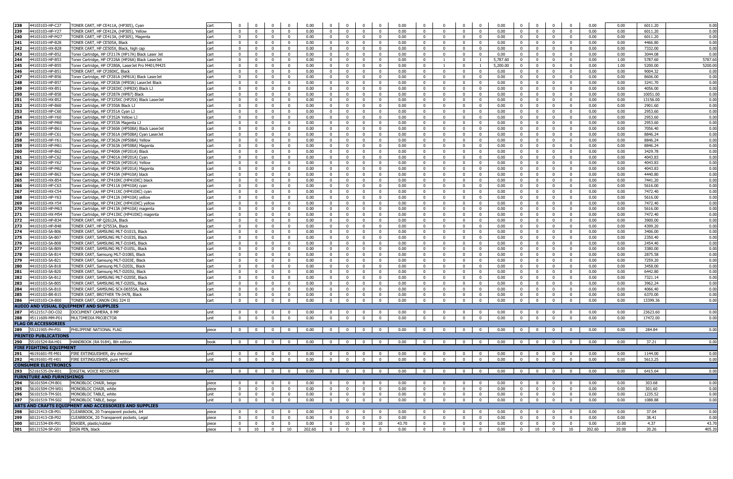| | | | | | | | | | | | | | | | | | | | | | | | | | | |
|---|---|---|---|---|---|---|---|---|---|---|---|---|---|---|---|---|---|---|---|---|---|---|---|---|---|---|
| 238 | 44103103-HP-C27 | TONER CART, HP CE411A, (HP305), Cyan | cart | 0 | 0 | 0 | 0 | 0.00 | 0 | 0 | 0 | 0 | 0.00 | 0 | 0 | 0 | 0 | 0.00 | 0 | 0 | 0 | 0 | 0.00 | 0.00 | 6011.20 | 0.00 |
| 239 | 44103103-HP-Y27 | TONER CART, HP CE412A, (HP305), Yellow | cart | 0 | 0 | 0 | 0 | 0.00 | 0 | 0 | 0 | 0 | 0.00 | 0 | 0 | 0 | 0 | 0.00 | 0 | 0 | 0 | 0 | 0.00 | 0.00 | 6011.20 | 0.00 |
| 240 | 44103103-HP-M27 | TONER CART, HP CE413A, (HP305), Magenta | cart | 0 | 0 | 0 | 0 | 0.00 | 0 | 0 | 0 | 0 | 0.00 | 0 | 0 | 0 | 0 | 0.00 | 0 | 0 | 0 | 0 | 0.00 | 0.00 | 6011.20 | 0.00 |
| 241 | 44103103-HP-B28 | TONER CART, HP CE505A, Black | cart | 0 | 0 | 0 | 0 | 0.00 | 0 | 0 | 0 | 0 | 0.00 | 0 | 0 | 0 | 0 | 0.00 | 0 | 0 | 0 | 0 | 0.00 | 0.00 | 4466.80 | 0.00 |
| 242 | 44103103-HX-B28 | TONER CART, HP CE505X, Black, high cap | cart | 0 | 0 | 0 | 0 | 0.00 | 0 | 0 | 0 | 0 | 0.00 | 0 | 0 | 0 | 0 | 0.00 | 0 | 0 | 0 | 0 | 0.00 | 0.00 | 7332.00 | 0.00 |
| 243 | 44103103-HP-B52 | Toner Cartridge, HP CF217A (HP17A) Black Laser Jet | cart | 0 | 0 | 0 | 0 | 0.00 | 0 | 0 | 0 | 0 | 0.00 | 0 | 0 | 0 | 0 | 0.00 | 0 | 0 | 0 | 0 | 0.00 | 0.00 | 3044.08 | 0.00 |
| 244 | 44103103-HP-B53 | Toner Cartridge, HP CF226A (HP26A) Black LaserJet | cart | 0 | 0 | 0 | 0 | 0.00 | 0 | 0 | 0 | 0 | 0.00 | 0 | 1 | 0 | 1 | 5,787.60 | 0 | 0 | 0 | 0 | 0.00 | 1.00 | 5787.60 | 5787.60 |
| 245 | 44103103-HP-B55 | Toner Cartridge, HP CF280A, LaserJet Pro M401/M425 | cart | 0 | 0 | 0 | 0 | 0.00 | 0 | 0 | 0 | 0 | 0.00 | 0 | 1 | 0 | 1 | 5,200.00 | 0 | 0 | 0 | 0 | 0.00 | 1.00 | 5200.00 | 5200.00 |
| 246 | 44103103-HP-B51 | TONER CART, HP CF280XC, Black | cart | 0 | 0 | 0 | 0 | 0.00 | 0 | 0 | 0 | 0 | 0.00 | 0 | 0 | 0 | 0 | 0.00 | 0 | 0 | 0 | 0 | 0.00 | 0.00 | 9004.32 | 0.00 |
| 247 | 44103103-HP-B56 | Toner Cartridge, HP CF281A (HP81A) Black LaserJet | cart | 0 | 0 | 0 | 0 | 0.00 | 0 | 0 | 0 | 0 | 0.00 | 0 | 0 | 0 | 0 | 0.00 | 0 | 0 | 0 | 0 | 0.00 | 0.00 | 8606.00 | 0.00 |
| 248 | 44103103-HP-B57 | Toner Cartridge, HP CF283A (HP83A) LaserJet Black | cart | 0 | 0 | 0 | 0 | 0.00 | 0 | 0 | 0 | 0 | 0.00 | 0 | 0 | 0 | 0 | 0.00 | 0 | 0 | 0 | 0 | 0.00 | 0.00 | 3241.70 | 0.00 |
| 249 | 44103103-HX-B51 | Toner Cartridge, HP CF283XC (HP83X) Black LJ | cart | 0 | 0 | 0 | 0 | 0.00 | 0 | 0 | 0 | 0 | 0.00 | 0 | 0 | 0 | 0 | 0.00 | 0 | 0 | 0 | 0 | 0.00 | 0.00 | 4056.00 | 0.00 |
| 250 | 44103103-HP-B58 | Toner Cartridge, HP CF287A (HP87) Black | cart | 0 | 0 | 0 | 0 | 0.00 | 0 | 0 | 0 | 0 | 0.00 | 0 | 0 | 0 | 0 | 0.00 | 0 | 0 | 0 | 0 | 0.00 | 0.00 | 10051.00 | 0.00 |
| 251 | 44103103-HX-B52 | Toner Cartridge, HP CF325XC (HP25X) Black LaserJet | cart | 0 | 0 | 0 | 0 | 0.00 | 0 | 0 | 0 | 0 | 0.00 | 0 | 0 | 0 | 0 | 0.00 | 0 | 0 | 0 | 0 | 0.00 | 0.00 | 13156.00 | 0.00 |
| 252 | 44103103-HP-B60 | Toner Cartridge, HP CF350A Black LJ | cart | 0 | 0 | 0 | 0 | 0.00 | 0 | 0 | 0 | 0 | 0.00 | 0 | 0 | 0 | 0 | 0.00 | 0 | 0 | 0 | 0 | 0.00 | 0.00 | 2901.60 | 0.00 |
| 253 | 44103103-HP-C60 | Toner Cartridge, HP CF351A Cyan LJ | cart | 0 | 0 | 0 | 0 | 0.00 | 0 | 0 | 0 | 0 | 0.00 | 0 | 0 | 0 | 0 | 0.00 | 0 | 0 | 0 | 0 | 0.00 | 0.00 | 2953.60 | 0.00 |
| 254 | 44103103-HP-Y60 | Toner Cartridge, HP CF352A Yellow LJ | cart | 0 | 0 | 0 | 0 | 0.00 | 0 | 0 | 0 | 0 | 0.00 | 0 | 0 | 0 | 0 | 0.00 | 0 | 0 | 0 | 0 | 0.00 | 0.00 | 2953.60 | 0.00 |
| 255 | 44103103-HP-M60 | Toner Cartridge, HP CF353A Magenta LJ | cart | 0 | 0 | 0 | 0 | 0.00 | 0 | 0 | 0 | 0 | 0.00 | 0 | 0 | 0 | 0 | 0.00 | 0 | 0 | 0 | 0 | 0.00 | 0.00 | 2953.60 | 0.00 |
| 256 | 44103103-HP-B61 | Toner Cartridge, HP CF360A (HP508A) Black LaserJet | cart | 0 | 0 | 0 | 0 | 0.00 | 0 | 0 | 0 | 0 | 0.00 | 0 | 0 | 0 | 0 | 0.00 | 0 | 0 | 0 | 0 | 0.00 | 0.00 | 7056.40 | 0.00 |
| 257 | 44103103-HP-C61 | Toner Cartridge, HP CF361A (HP508A) Cyan LaserJet | cart | 0 | 0 | 0 | 0 | 0.00 | 0 | 0 | 0 | 0 | 0.00 | 0 | 0 | 0 | 0 | 0.00 | 0 | 0 | 0 | 0 | 0.00 | 0.00 | 8846.24 | 0.00 |
| 258 | 44103103-HP-Y61 | Toner Cartridge, HP CF362A (HP508A) Yellow | cart | 0 | 0 | 0 | 0 | 0.00 | 0 | 0 | 0 | 0 | 0.00 | 0 | 0 | 0 | 0 | 0.00 | 0 | 0 | 0 | 0 | 0.00 | 0.00 | 8846.24 | 0.00 |
| 259 | 44103103-HP-M61 | Toner Cartridge, HP CF363A (HP508A) Magenta | cart | 0 | 0 | 0 | 0 | 0.00 | 0 | 0 | 0 | 0 | 0.00 | 0 | 0 | 0 | 0 | 0.00 | 0 | 0 | 0 | 0 | 0.00 | 0.00 | 8846.24 | 0.00 |
| 260 | 44103103-HP-B62 | Toner Cartridge, HP CF400A (HP201A) Black | cart | 0 | 0 | 0 | 0 | 0.00 | 0 | 0 | 0 | 0 | 0.00 | 0 | 0 | 0 | 0 | 0.00 | 0 | 0 | 0 | 0 | 0.00 | 0.00 | 3429.78 | 0.00 |
| 261 | 44103103-HP-C62 | Toner Cartridge, HP CF401A (HP201A) Cyan | cart | 0 | 0 | 0 | 0 | 0.00 | 0 | 0 | 0 | 0 | 0.00 | 0 | 0 | 0 | 0 | 0.00 | 0 | 0 | 0 | 0 | 0.00 | 0.00 | 4043.83 | 0.00 |
| 262 | 44103103-HP-Y62 | Toner Cartridge, HP CF402A (HP201A) Yellow | cart | 0 | 0 | 0 | 0 | 0.00 | 0 | 0 | 0 | 0 | 0.00 | 0 | 0 | 0 | 0 | 0.00 | 0 | 0 | 0 | 0 | 0.00 | 0.00 | 4043.83 | 0.00 |
| 263 | 44103103-HP-M62 | Toner Cartridge, HP CF403A (HP201A) Magenta | cart | 0 | 0 | 0 | 0 | 0.00 | 0 | 0 | 0 | 0 | 0.00 | 0 | 0 | 0 | 0 | 0.00 | 0 | 0 | 0 | 0 | 0.00 | 0.00 | 4043.83 | 0.00 |
| 264 | 44103103-HP-B63 | Toner Cartridge, HP CF410A (HP410A) black | cart | 0 | 0 | 0 | 0 | 0.00 | 0 | 0 | 0 | 0 | 0.00 | 0 | 0 | 0 | 0 | 0.00 | 0 | 0 | 0 | 0 | 0.00 | 0.00 | 4440.80 | 0.00 |
| 265 | 44103103-HX-B54 | Toner Cartridge, HP CF410XC (HP410XC) black | cart | 0 | 0 | 0 | 0 | 0.00 | 0 | 0 | 0 | 0 | 0.00 | 0 | 0 | 0 | 0 | 0.00 | 0 | 0 | 0 | 0 | 0.00 | 0.00 | 7441.20 | 0.00 |
| 266 | 44103103-HP-C63 | Toner Cartridge, HP CF411A (HP410A) cyan | cart | 0 | 0 | 0 | 0 | 0.00 | 0 | 0 | 0 | 0 | 0.00 | 0 | 0 | 0 | 0 | 0.00 | 0 | 0 | 0 | 0 | 0.00 | 0.00 | 5616.00 | 0.00 |
| 267 | 44103103-HX-C54 | Toner Cartridge, HP CF411XC (HP410XC) cyan | cart | 0 | 0 | 0 | 0 | 0.00 | 0 | 0 | 0 | 0 | 0.00 | 0 | 0 | 0 | 0 | 0.00 | 0 | 0 | 0 | 0 | 0.00 | 0.00 | 7472.40 | 0.00 |
| 268 | 44103103-HP-Y63 | Toner Cartridge, HP CF412A (HP410A) yellow | cart | 0 | 0 | 0 | 0 | 0.00 | 0 | 0 | 0 | 0 | 0.00 | 0 | 0 | 0 | 0 | 0.00 | 0 | 0 | 0 | 0 | 0.00 | 0.00 | 5616.00 | 0.00 |
| 269 | 44103103-HX-Y54 | Toner Cartridge, HP CF412XC (HP410XC) yellow | cart | 0 | 0 | 0 | 0 | 0.00 | 0 | 0 | 0 | 0 | 0.00 | 0 | 0 | 0 | 0 | 0.00 | 0 | 0 | 0 | 0 | 0.00 | 0.00 | 7472.40 | 0.00 |
| 270 | 44103103-HP-M63 | Toner Cartridge, HP CF413A (HP410A) magenta | cart | 0 | 0 | 0 | 0 | 0.00 | 0 | 0 | 0 | 0 | 0.00 | 0 | 0 | 0 | 0 | 0.00 | 0 | 0 | 0 | 0 | 0.00 | 0.00 | 5616.00 | 0.00 |
| 271 | 44103103-HX-M54 | Toner Cartridge, HP CF413XC (HP410XC) magenta | cart | 0 | 0 | 0 | 0 | 0.00 | 0 | 0 | 0 | 0 | 0.00 | 0 | 0 | 0 | 0 | 0.00 | 0 | 0 | 0 | 0 | 0.00 | 0.00 | 7472.40 | 0.00 |
| 272 | 44103103-HP-B34 | TONER CART, HP Q2612A, Black | cart | 0 | 0 | 0 | 0 | 0.00 | 0 | 0 | 0 | 0 | 0.00 | 0 | 0 | 0 | 0 | 0.00 | 0 | 0 | 0 | 0 | 0.00 | 0.00 | 3900.00 | 0.00 |
| 273 | 44103103-HP-B48 | TONER CART, HP Q7553A, Black | cart | 0 | 0 | 0 | 0 | 0.00 | 0 | 0 | 0 | 0 | 0.00 | 0 | 0 | 0 | 0 | 0.00 | 0 | 0 | 0 | 0 | 0.00 | 0.00 | 4399.20 | 0.00 |
| 274 | 44103103-SA-B06 | TONER CART, SAMSUNG MLT-D101S, Black | cart | 0 | 0 | 0 | 0 | 0.00 | 0 | 0 | 0 | 0 | 0.00 | 0 | 0 | 0 | 0 | 0.00 | 0 | 0 | 0 | 0 | 0.00 | 0.00 | 3406.00 | 0.00 |
| 275 | 44103103-SA-B07 | TONER CART, SAMSUNG MLT-D103S, Black | cart | 0 | 0 | 0 | 0 | 0.00 | 0 | 0 | 0 | 0 | 0.00 | 0 | 0 | 0 | 0 | 0.00 | 0 | 0 | 0 | 0 | 0.00 | 0.00 | 2350.40 | 0.00 |
| 276 | 44103103-SA-B08 | TONER CART, SAMSUNG MLT-D104S, Black | cart | 0 | 0 | 0 | 0 | 0.00 | 0 | 0 | 0 | 0 | 0.00 | 0 | 0 | 0 | 0 | 0.00 | 0 | 0 | 0 | 0 | 0.00 | 0.00 | 2454.40 | 0.00 |
| 277 | 44103103-SA-B09 | TONER CART, SAMSUNG MLT-D105L, Black | cart | 0 | 0 | 0 | 0 | 0.00 | 0 | 0 | 0 | 0 | 0.00 | 0 | 0 | 0 | 0 | 0.00 | 0 | 0 | 0 | 0 | 0.00 | 0.00 | 3380.00 | 0.00 |
| 278 | 44103103-SA-B14 | TONER CART, Samsung MLT-D108S, Black | cart | 0 | 0 | 0 | 0 | 0.00 | 0 | 0 | 0 | 0 | 0.00 | 0 | 0 | 0 | 0 | 0.00 | 0 | 0 | 0 | 0 | 0.00 | 0.00 | 2875.58 | 0.00 |
| 279 | 44103103-SA-B21 | TONER CART, Samsung MLT-D203E, Black | cart | 0 | 0 | 0 | 0 | 0.00 | 0 | 0 | 0 | 0 | 0.00 | 0 | 0 | 0 | 0 | 0.00 | 0 | 0 | 0 | 0 | 0.00 | 0.00 | 7259.20 | 0.00 |
| 280 | 44103103-SA-B18 | TONER CART, Samsung MLT-D203L, Black | cart | 0 | 0 | 0 | 0 | 0.00 | 0 | 0 | 0 | 0 | 0.00 | 0 | 0 | 0 | 0 | 0.00 | 0 | 0 | 0 | 0 | 0.00 | 0.00 | 3458.00 | 0.00 |
| 281 | 44103103-SA-B20 | TONER CART, Samsung MLT-D203U, Black | cart | 0 | 0 | 0 | 0 | 0.00 | 0 | 0 | 0 | 0 | 0.00 | 0 | 0 | 0 | 0 | 0.00 | 0 | 0 | 0 | 0 | 0.00 | 0.00 | 6442.80 | 0.00 |
| 282 | 44103103-SA-B12 | TONER CART, SAMSUNG MLT-D205E, Black | cart | 0 | 0 | 0 | 0 | 0.00 | 0 | 0 | 0 | 0 | 0.00 | 0 | 0 | 0 | 0 | 0.00 | 0 | 0 | 0 | 0 | 0.00 | 0.00 | 7321.14 | 0.00 |
| 283 | 44103103-SA-B05 | TONER CART, SAMSUNG MLT-D205L, Black | cart | 0 | 0 | 0 | 0 | 0.00 | 0 | 0 | 0 | 0 | 0.00 | 0 | 0 | 0 | 0 | 0.00 | 0 | 0 | 0 | 0 | 0.00 | 0.00 | 3962.24 | 0.00 |
| 284 | 44103103-SA-B10 | TONER CART, SAMSUNG SCX-D6555A, Black | cart | 0 | 0 | 0 | 0 | 0.00 | 0 | 0 | 0 | 0 | 0.00 | 0 | 0 | 0 | 0 | 0.00 | 0 | 0 | 0 | 0 | 0.00 | 0.00 | 4066.40 | 0.00 |
| 285 | 44103103-BR-B15 | TONER CART, BROTHER TN-3478, Black | cart | 0 | 0 | 0 | 0 | 0.00 | 0 | 0 | 0 | 0 | 0.00 | 0 | 0 | 0 | 0 | 0.00 | 0 | 0 | 0 | 0 | 0.00 | 0.00 | 6370.00 | 0.00 |
| 286 | 44103103-CA-B00 | TONER CART, CANON CRG 324 II | cart | 0 | 0 | 0 | 0 | 0.00 | 0 | 0 | 0 | 0 | 0.00 | 0 | 0 | 0 | 0 | 0.00 | 0 | 0 | 0 | 0 | 0.00 | 0.00 | 13399.36 | 0.00 |
| **AUDIO AND VISUAL EQUIPMENT AND SUPPLIES** | | | | | | | | | | | | | | | | | | | | | | | | | | |
| 287 | 45121517-DO-C02 | DOCUMENT CAMERA, 8 MP | unit | 0 | 0 | 0 | 0 | 0.00 | 0 | 0 | 0 | 0 | 0.00 | 0 | 0 | 0 | 0 | 0.00 | 0 | 0 | 0 | 0 | 0.00 | 0.00 | 23623.60 | 0.00 |
| 288 | 45111609-MM-P01 | MULTIMEDIA PROJECTOR | unit | 0 | 0 | 0 | 0 | 0.00 | 0 | 0 | 0 | 0 | 0.00 | 0 | 0 | 0 | 0 | 0.00 | 0 | 0 | 0 | 0 | 0.00 | 0.00 | 17472.00 | 0.00 |
| **FLAG OR ACCESSORIES** | | | | | | | | | | | | | | | | | | | | | | | | | | |
| 289 | 55121905-PH-F01 | PHILIPPINE NATIONAL FLAG | piece | 0 | 0 | 0 | 0 | 0.00 | 0 | 0 | 0 | 0 | 0.00 | 0 | 0 | 0 | 0 | 0.00 | 0 | 0 | 0 | 0 | 0.00 | 0.00 | 284.84 | 0.00 |
| **PRINTED PUBLICATIONS** | | | | | | | | | | | | | | | | | | | | | | | | | | |
| 290 | 55101524-RA-H01 | HANDBOOK (RA 9184), 8th edition | book | 0 | 0 | 0 | 0 | 0.00 | 0 | 0 | 0 | 0 | 0.00 | 0 | 0 | 0 | 0 | 0.00 | 0 | 0 | 0 | 0 | 0.00 | 0.00 | 37.21 | 0.00 |
| **FIRE FIGHTING EQUIPMENT** | | | | | | | | | | | | | | | | | | | | | | | | | | |
| 291 | 46191601-FE-M01 | FIRE EXTINGUISHER, dry chemical | unit | 0 | 0 | 0 | 0 | 0.00 | 0 | 0 | 0 | 0 | 0.00 | 0 | 0 | 0 | 0 | 0.00 | 0 | 0 | 0 | 0 | 0.00 | 0.00 | 1144.00 | 0.00 |
| 292 | 46191601-FE-H01 | FIRE EXTINGUISHER, pure HCFC | unit | 0 | 0 | 0 | 0 | 0.00 | 0 | 0 | 0 | 0 | 0.00 | 0 | 0 | 0 | 0 | 0.00 | 0 | 0 | 0 | 0 | 0.00 | 0.00 | 5613.25 | 0.00 |
| **CONSUMER ELECTRONICS** | | | | | | | | | | | | | | | | | | | | | | | | | | |
| 293 | 52161535-DV-R01 | DIGITAL VOICE RECORDER | unit | 0 | 0 | 0 | 0 | 0.00 | 0 | 0 | 0 | 0 | 0.00 | 0 | 0 | 0 | 0 | 0.00 | 0 | 0 | 0 | 0 | 0.00 | 0.00 | 6415.64 | 0.00 |
| **FURNITURE AND FURNISHINGS** | | | | | | | | | | | | | | | | | | | | | | | | | | |
| 294 | 56101504-CM-B01 | MONOBLOC CHAIR, beige | piece | 0 | 0 | 0 | 0 | 0.00 | 0 | 0 | 0 | 0 | 0.00 | 0 | 0 | 0 | 0 | 0.00 | 0 | 0 | 0 | 0 | 0.00 | 0.00 | 303.68 | 0.00 |
| 295 | 56101504-CM-W01 | MONOBLOC CHAIR, white | piece | 0 | 0 | 0 | 0 | 0.00 | 0 | 0 | 0 | 0 | 0.00 | 0 | 0 | 0 | 0 | 0.00 | 0 | 0 | 0 | 0 | 0.00 | 0.00 | 301.60 | 0.00 |
| 296 | 56101519-TM-S01 | MONOBLOC TABLE, white | unit | 0 | 0 | 0 | 0 | 0.00 | 0 | 0 | 0 | 0 | 0.00 | 0 | 0 | 0 | 0 | 0.00 | 0 | 0 | 0 | 0 | 0.00 | 0.00 | 1235.52 | 0.00 |
| 297 | 56101519-TM-S02 | MONOBLOC TABLE, beige | unit | 0 | 0 | 0 | 0 | 0.00 | 0 | 0 | 0 | 0 | 0.00 | 0 | 0 | 0 | 0 | 0.00 | 0 | 0 | 0 | 0 | 0.00 | 0.00 | 1088.88 | 0.00 |
| **ARTS AND CRAFTS EQUIPMENT AND ACCESSORIES AND SUPPLIES** | | | | | | | | | | | | | | | | | | | | | | | | | | |
| 298 | 60121413-CB-P01 | CLEARBOOK, 20 Transparent pockets, A4 | piece | 0 | 0 | 0 | 0 | 0.00 | 0 | 0 | 0 | 0 | 0.00 | 0 | 0 | 0 | 0 | 0.00 | 0 | 0 | 0 | 0 | 0.00 | 0.00 | 37.04 | 0.00 |
| 299 | 60121413-CB-P02 | CLEARBOOK, 20 Transparent pockets, Legal | piece | 0 | 0 | 0 | 0 | 0.00 | 0 | 0 | 0 | 0 | 0.00 | 0 | 0 | 0 | 0 | 0.00 | 0 | 0 | 0 | 0 | 0.00 | 0.00 | 38.41 | 0.00 |
| 300 | 60121534-ER-P01 | ERASER, plastic/rubber | piece | 0 | 0 | 0 | 0 | 0.00 | 0 | 10 | 0 | 10 | 43.70 | 0 | 0 | 0 | 0 | 0.00 | 0 | 0 | 0 | 0 | 0.00 | 10.00 | 4.37 | 43.70 |
| 301 | 60121524-SP-G01 | SIGN PEN, black | piece | 0 | 10 | 0 | 10 | 202.60 | 0 | 0 | 0 | 0 | 0.00 | 0 | 0 | 0 | 0 | 0.00 | 0 | 10 | 0 | 10 | 202.60 | 20.00 | 20.26 | 405.20 |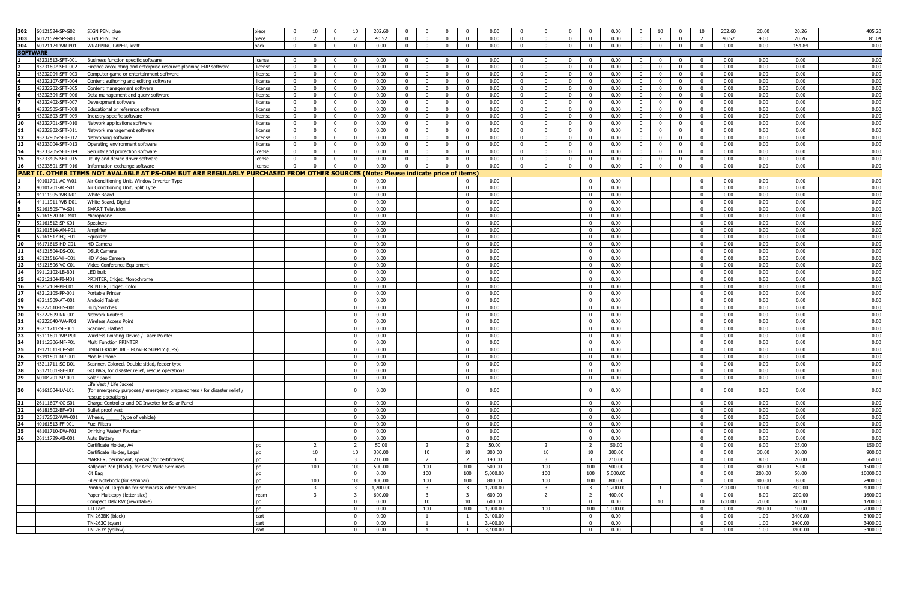| | | | | | | | | | | | | | | | | | | | | | | | | | | |
|---|---|---|---|---|---|---|---|---|---|---|---|---|---|---|---|---|---|---|---|---|---|---|---|---|---|---|
| 302 | 60121524-SP-G02 | SIGN PEN, blue | piece | 0 | 10 | 0 | 10 | 202.60 | 0 | 0 | 0 | 0 | 0.00 | 0 | 0 | 0 | 0 | 0.00 | 0 | 10 | 0 | 10 | 202.60 | 20.00 | 20.26 | 405.20 |
| 303 | 60121524-SP-G03 | SIGN PEN, red | piece | 0 | 2 | 0 | 2 | 40.52 | 0 | 0 | 0 | 0 | 0.00 | 0 | 0 | 0 | 0 | 0.00 | 0 | 2 | 0 | 2 | 40.52 | 4.00 | 20.26 | 81.04 |
| 304 | 60121124-WR-P01 | WRAPPING PAPER, kraft | pack | 0 | 0 | 0 | 0 | 0.00 | 0 | 0 | 0 | 0 | 0.00 | 0 | 0 | 0 | 0 | 0.00 | 0 | 0 | 0 | 0 | 0.00 | 0.00 | 154.84 | 0.00 |
| **SOFTWARE** | | | | | | | | | | | | | | | | | | | | | | | | | | |
| 1 | 43231513-SFT-001 | Business function specific software | license | 0 | 0 | 0 | 0 | 0.00 | 0 | 0 | 0 | 0 | 0.00 | 0 | 0 | 0 | 0 | 0.00 | 0 | 0 | 0 | 0 | 0.00 | 0.00 | 0.00 | 0.00 |
| 2 | 43231602-SFT-002 | Finance accounting and enterprise resource planning ERP software | license | 0 | 0 | 0 | 0 | 0.00 | 0 | 0 | 0 | 0 | 0.00 | 0 | 0 | 0 | 0 | 0.00 | 0 | 0 | 0 | 0 | 0.00 | 0.00 | 0.00 | 0.00 |
| 3 | 43232004-SFT-003 | Computer game or entertainment software | license | 0 | 0 | 0 | 0 | 0.00 | 0 | 0 | 0 | 0 | 0.00 | 0 | 0 | 0 | 0 | 0.00 | 0 | 0 | 0 | 0 | 0.00 | 0.00 | 0.00 | 0.00 |
| 4 | 43232107-SFT-004 | Content authoring and editing software | license | 0 | 0 | 0 | 0 | 0.00 | 0 | 0 | 0 | 0 | 0.00 | 0 | 0 | 0 | 0 | 0.00 | 0 | 0 | 0 | 0 | 0.00 | 0.00 | 0.00 | 0.00 |
| 5 | 43232202-SFT-005 | Content management software | license | 0 | 0 | 0 | 0 | 0.00 | 0 | 0 | 0 | 0 | 0.00 | 0 | 0 | 0 | 0 | 0.00 | 0 | 0 | 0 | 0 | 0.00 | 0.00 | 0.00 | 0.00 |
| 6 | 43232304-SFT-006 | Data management and query software | license | 0 | 0 | 0 | 0 | 0.00 | 0 | 0 | 0 | 0 | 0.00 | 0 | 0 | 0 | 0 | 0.00 | 0 | 0 | 0 | 0 | 0.00 | 0.00 | 0.00 | 0.00 |
| 7 | 43232402-SFT-007 | Development software | license | 0 | 0 | 0 | 0 | 0.00 | 0 | 0 | 0 | 0 | 0.00 | 0 | 0 | 0 | 0 | 0.00 | 0 | 0 | 0 | 0 | 0.00 | 0.00 | 0.00 | 0.00 |
| 8 | 43232505-SFT-008 | Educational or reference software | license | 0 | 0 | 0 | 0 | 0.00 | 0 | 0 | 0 | 0 | 0.00 | 0 | 0 | 0 | 0 | 0.00 | 0 | 0 | 0 | 0 | 0.00 | 0.00 | 0.00 | 0.00 |
| 9 | 43232603-SFT-009 | Industry specific software | license | 0 | 0 | 0 | 0 | 0.00 | 0 | 0 | 0 | 0 | 0.00 | 0 | 0 | 0 | 0 | 0.00 | 0 | 0 | 0 | 0 | 0.00 | 0.00 | 0.00 | 0.00 |
| 10 | 43232701-SFT-010 | Network applications software | license | 0 | 0 | 0 | 0 | 0.00 | 0 | 0 | 0 | 0 | 0.00 | 0 | 0 | 0 | 0 | 0.00 | 0 | 0 | 0 | 0 | 0.00 | 0.00 | 0.00 | 0.00 |
| 11 | 43232802-SFT-011 | Network management software | license | 0 | 0 | 0 | 0 | 0.00 | 0 | 0 | 0 | 0 | 0.00 | 0 | 0 | 0 | 0 | 0.00 | 0 | 0 | 0 | 0 | 0.00 | 0.00 | 0.00 | 0.00 |
| 12 | 43232905-SFT-012 | Networking software | license | 0 | 0 | 0 | 0 | 0.00 | 0 | 0 | 0 | 0 | 0.00 | 0 | 0 | 0 | 0 | 0.00 | 0 | 0 | 0 | 0 | 0.00 | 0.00 | 0.00 | 0.00 |
| 13 | 43233004-SFT-013 | Operating environment software | license | 0 | 0 | 0 | 0 | 0.00 | 0 | 0 | 0 | 0 | 0.00 | 0 | 0 | 0 | 0 | 0.00 | 0 | 0 | 0 | 0 | 0.00 | 0.00 | 0.00 | 0.00 |
| 14 | 43233205-SFT-014 | Security and protection software | license | 0 | 0 | 0 | 0 | 0.00 | 0 | 0 | 0 | 0 | 0.00 | 0 | 0 | 0 | 0 | 0.00 | 0 | 0 | 0 | 0 | 0.00 | 0.00 | 0.00 | 0.00 |
| 15 | 43233405-SFT-015 | Utility and device driver software | license | 0 | 0 | 0 | 0 | 0.00 | 0 | 0 | 0 | 0 | 0.00 | 0 | 0 | 0 | 0 | 0.00 | 0 | 0 | 0 | 0 | 0.00 | 0.00 | 0.00 | 0.00 |
| 16 | 43233501-SFT-016 | Information exchange software | license | 0 | 0 | 0 | 0 | 0.00 | 0 | 0 | 0 | 0 | 0.00 | 0 | 0 | 0 | 0 | 0.00 | 0 | 0 | 0 | 0 | 0.00 | 0.00 | 0.00 | 0.00 |
| **PART II. OTHER ITEMS NOT AVALABLE AT PS-DBM BUT ARE REGULARLY PURCHASED FROM OTHER SOURCES (Note: Please indicate price of items)** | | | | | | | | | | | | | | | | | | | | | | | | | | |
| 1 | 40101701-AC-W01 | Air Conditioning Unit, Window Inverter Type | | | | | 0 | 0.00 | | | | 0 | 0.00 | | | | 0 | 0.00 | | | | 0 | 0.00 | 0.00 | 0.00 | 0.00 |
| 2 | 40101701-AC-S01 | Air Conditioning Unit, Split Type | | | | | 0 | 0.00 | | | | 0 | 0.00 | | | | 0 | 0.00 | | | | 0 | 0.00 | 0.00 | 0.00 | 0.00 |
| 3 | 44111905-WB-N01 | White Board | | | | | 0 | 0.00 | | | | 0 | 0.00 | | | | 0 | 0.00 | | | | 0 | 0.00 | 0.00 | 0.00 | 0.00 |
| 4 | 44111911-WB-D01 | White Board, Digital | | | | | 0 | 0.00 | | | | 0 | 0.00 | | | | 0 | 0.00 | | | | 0 | 0.00 | 0.00 | 0.00 | 0.00 |
| 5 | 52161505-TV-S01 | SMART Television | | | | | 0 | 0.00 | | | | 0 | 0.00 | | | | 0 | 0.00 | | | | 0 | 0.00 | 0.00 | 0.00 | 0.00 |
| 6 | 52161520-MC-M01 | Microphone | | | | | 0 | 0.00 | | | | 0 | 0.00 | | | | 0 | 0.00 | | | | 0 | 0.00 | 0.00 | 0.00 | 0.00 |
| 7 | 52161512-SP-K01 | Speakers | | | | | 0 | 0.00 | | | | 0 | 0.00 | | | | 0 | 0.00 | | | | 0 | 0.00 | 0.00 | 0.00 | 0.00 |
| 8 | 32101514-AM-P01 | Amplifier | | | | | 0 | 0.00 | | | | 0 | 0.00 | | | | 0 | 0.00 | | | | 0 | 0.00 | 0.00 | 0.00 | 0.00 |
| 9 | 52161517-EQ-E01 | Equalizer | | | | | 0 | 0.00 | | | | 0 | 0.00 | | | | 0 | 0.00 | | | | 0 | 0.00 | 0.00 | 0.00 | 0.00 |
| 10 | 46171615-HD-C01 | HD Camera | | | | | 0 | 0.00 | | | | 0 | 0.00 | | | | 0 | 0.00 | | | | 0 | 0.00 | 0.00 | 0.00 | 0.00 |
| 11 | 45121504-DS-C01 | DSLR Camera | | | | | 0 | 0.00 | | | | 0 | 0.00 | | | | 0 | 0.00 | | | | 0 | 0.00 | 0.00 | 0.00 | 0.00 |
| 12 | 45121516-VH-C01 | HD Video Camera | | | | | 0 | 0.00 | | | | 0 | 0.00 | | | | 0 | 0.00 | | | | 0 | 0.00 | 0.00 | 0.00 | 0.00 |
| 13 | 45121506-VC-C01 | Video Conference Equipment | | | | | 0 | 0.00 | | | | 0 | 0.00 | | | | 0 | 0.00 | | | | 0 | 0.00 | 0.00 | 0.00 | 0.00 |
| 14 | 39112102-LB-B01 | LED bulb | | | | | 0 | 0.00 | | | | 0 | 0.00 | | | | 0 | 0.00 | | | | 0 | 0.00 | 0.00 | 0.00 | 0.00 |
| 15 | 43212104-PI-M01 | PRINTER, Inkjet, Monochrome | | | | | 0 | 0.00 | | | | 0 | 0.00 | | | | 0 | 0.00 | | | | 0 | 0.00 | 0.00 | 0.00 | 0.00 |
| 16 | 43212104-PI-C01 | PRINTER, Inkjet, Color | | | | | 0 | 0.00 | | | | 0 | 0.00 | | | | 0 | 0.00 | | | | 0 | 0.00 | 0.00 | 0.00 | 0.00 |
| 17 | 43212105-PP-001 | Portable Printer | | | | | 0 | 0.00 | | | | 0 | 0.00 | | | | 0 | 0.00 | | | | 0 | 0.00 | 0.00 | 0.00 | 0.00 |
| 18 | 43211509-AT-001 | Android Tablet | | | | | 0 | 0.00 | | | | 0 | 0.00 | | | | 0 | 0.00 | | | | 0 | 0.00 | 0.00 | 0.00 | 0.00 |
| 19 | 43222610-HS-001 | Hub/Switches | | | | | 0 | 0.00 | | | | 0 | 0.00 | | | | 0 | 0.00 | | | | 0 | 0.00 | 0.00 | 0.00 | 0.00 |
| 20 | 43222609-NR-001 | Network Routers | | | | | 0 | 0.00 | | | | 0 | 0.00 | | | | 0 | 0.00 | | | | 0 | 0.00 | 0.00 | 0.00 | 0.00 |
| 21 | 43222640-WA-P01 | Wireless Access Point | | | | | 0 | 0.00 | | | | 0 | 0.00 | | | | 0 | 0.00 | | | | 0 | 0.00 | 0.00 | 0.00 | 0.00 |
| 22 | 43211711-SF-001 | Scanner, Flatbed | | | | | 0 | 0.00 | | | | 0 | 0.00 | | | | 0 | 0.00 | | | | 0 | 0.00 | 0.00 | 0.00 | 0.00 |
| 23 | 45111601-WP-P01 | Wireless Pointing Device / Laser Pointer | | | | | 0 | 0.00 | | | | 0 | 0.00 | | | | 0 | 0.00 | | | | 0 | 0.00 | 0.00 | 0.00 | 0.00 |
| 24 | 81112306-MF-P01 | Multi Function PRINTER | | | | | 0 | 0.00 | | | | 0 | 0.00 | | | | 0 | 0.00 | | | | 0 | 0.00 | 0.00 | 0.00 | 0.00 |
| 25 | 39121011-UP-S01 | UNINTERRUPTIBLE POWER SUPPLY (UPS) | | | | | 0 | 0.00 | | | | 0 | 0.00 | | | | 0 | 0.00 | | | | 0 | 0.00 | 0.00 | 0.00 | 0.00 |
| 26 | 43191501-MP-001 | Mobile Phone | | | | | 0 | 0.00 | | | | 0 | 0.00 | | | | 0 | 0.00 | | | | 0 | 0.00 | 0.00 | 0.00 | 0.00 |
| 27 | 43211711-SC-D01 | Scanner, Colored, Double sided, feeder type | | | | | 0 | 0.00 | | | | 0 | 0.00 | | | | 0 | 0.00 | | | | 0 | 0.00 | 0.00 | 0.00 | 0.00 |
| 28 | 53121601-GB-001 | GO BAG, for disaster relief, rescue operations | | | | | 0 | 0.00 | | | | 0 | 0.00 | | | | 0 | 0.00 | | | | 0 | 0.00 | 0.00 | 0.00 | 0.00 |
| 29 | 60104701-SP-001 | Solar Panel | | | | | 0 | 0.00 | | | | 0 | 0.00 | | | | 0 | 0.00 | | | | 0 | 0.00 | 0.00 | 0.00 | 0.00 |
| 30 | 46161604-LV-L01 | Life Vest / Life Jacket (for emergency purposes / emergency preparedness / for disaster relief / rescue operations) | | | | | 0 | 0.00 | | | | 0 | 0.00 | | | | 0 | 0.00 | | | | 0 | 0.00 | 0.00 | 0.00 | 0.00 |
| 31 | 26111607-CC-S01 | Charge Controller and DC Inverter for Solar Panel | | | | | 0 | 0.00 | | | | 0 | 0.00 | | | | 0 | 0.00 | | | | 0 | 0.00 | 0.00 | 0.00 | 0.00 |
| 32 | 46181502-BF-V01 | Bullet proof vest | | | | | 0 | 0.00 | | | | 0 | 0.00 | | | | 0 | 0.00 | | | | 0 | 0.00 | 0.00 | 0.00 | 0.00 |
| 33 | 25172502-WW-001 | Wheels, _____ (type of vehicle) | | | | | 0 | 0.00 | | | | 0 | 0.00 | | | | 0 | 0.00 | | | | 0 | 0.00 | 0.00 | 0.00 | 0.00 |
| 34 | 40161513-FF-001 | Fuel Filters | | | | | 0 | 0.00 | | | | 0 | 0.00 | | | | 0 | 0.00 | | | | 0 | 0.00 | 0.00 | 0.00 | 0.00 |
| 35 | 48101710-DW-F01 | Drinking Water/ Fountain | | | | | 0 | 0.00 | | | | 0 | 0.00 | | | | 0 | 0.00 | | | | 0 | 0.00 | 0.00 | 0.00 | 0.00 |
| 36 | 26111729-AB-001 | Auto Battery | | | | | 0 | 0.00 | | | | 0 | 0.00 | | | | 0 | 0.00 | | | | 0 | 0.00 | 0.00 | 0.00 | 0.00 |
| | | Certificate Holder, A4 | pc | | 2 | | 2 | 50.00 | | 2 | | 2 | 50.00 | | 2 | | 2 | 50.00 | | | | 0 | 0.00 | 6.00 | 25.00 | 150.00 |
| | | Certificate Holder, Legal | pc | | 10 | | 10 | 300.00 | | 10 | | 10 | 300.00 | | 10 | | 10 | 300.00 | | | | 0 | 0.00 | 30.00 | 30.00 | 900.00 |
| | | MARKER, permanent, special (for certificates) | pc | | 3 | | 3 | 210.00 | | 2 | | 2 | 140.00 | | 3 | | 3 | 210.00 | | | | 0 | 0.00 | 8.00 | 70.00 | 560.00 |
| | | Ballpoint Pen (black), for Area Wide Seminars | pc | | 100 | | 100 | 500.00 | | 100 | | 100 | 500.00 | | 100 | | 100 | 500.00 | | | | 0 | 0.00 | 300.00 | 5.00 | 1500.00 |
| | | Kit Bag | pc | | | | 0 | 0.00 | | 100 | | 100 | 5,000.00 | | 100 | | 100 | 5,000.00 | | | | 0 | 0.00 | 200.00 | 50.00 | 10000.00 |
| | | Filler Notebook (for seminar) | pc | | 100 | | 100 | 800.00 | | 100 | | 100 | 800.00 | | 100 | | 100 | 800.00 | | | | 0 | 0.00 | 300.00 | 8.00 | 2400.00 |
| | | Printing of Tarpaulin for seminars & other activities | pc | | 3 | | 3 | 1,200.00 | | 3 | | 3 | 1,200.00 | | 3 | | 3 | 1,200.00 | | 1 | | 1 | 400.00 | 10.00 | 400.00 | 4000.00 |
| | | Paper Multicopy (letter size) | ream | | 3 | | 3 | 600.00 | | 3 | | 3 | 600.00 | | 2 | | 2 | 400.00 | | | | 0 | 0.00 | 8.00 | 200.00 | 1600.00 |
| | | Compact Disk RW (rewritable) | pc | | | | 0 | 0.00 | | 10 | | 10 | 600.00 | | | | 0 | 0.00 | | 10 | | 10 | 600.00 | 20.00 | 60.00 | 1200.00 |
| | | I.D Lace | pc | | | | 0 | 0.00 | | 100 | | 100 | 1,000.00 | | 100 | | 100 | 1,000.00 | | | | 0 | 0.00 | 200.00 | 10.00 | 2000.00 |
| | | TN-263BK (black) | cart | | | | 0 | 0.00 | | 1 | | 1 | 3,400.00 | | | | 0 | 0.00 | | | | 0 | 0.00 | 1.00 | 3400.00 | 3400.00 |
| | | TN-263C (cyan) | cart | | | | 0 | 0.00 | | 1 | | 1 | 3,400.00 | | | | 0 | 0.00 | | | | 0 | 0.00 | 1.00 | 3400.00 | 3400.00 |
| | | TN-263Y (yellow) | cart | | | | 0 | 0.00 | | 1 | | 1 | 3,400.00 | | | | 0 | 0.00 | | | | 0 | 0.00 | 1.00 | 3400.00 | 3400.00 |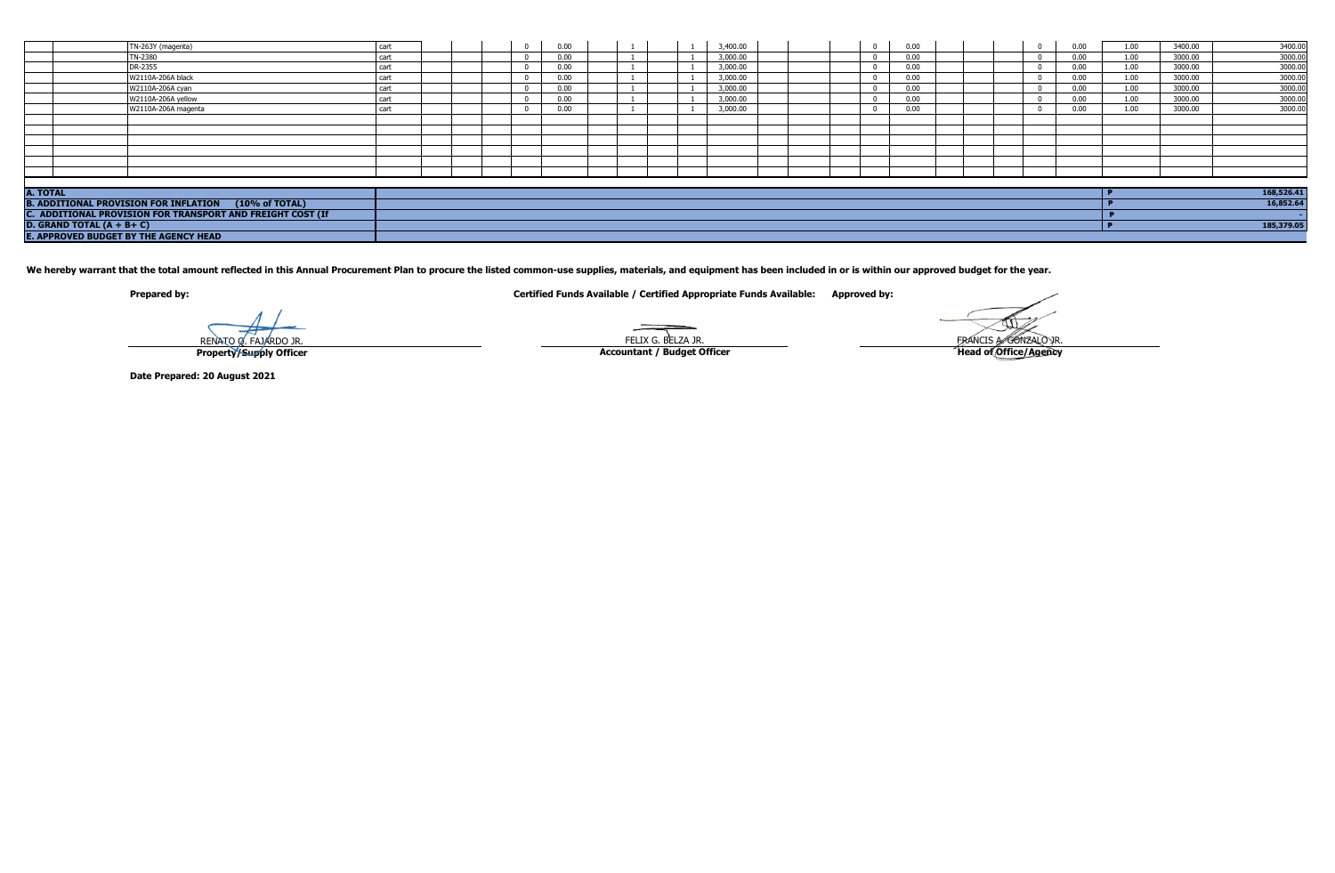| | | | | | | | | | | | | | | | | | | | | | | | | | | |
|---|---|---|---|---|---|---|---|---|---|---|---|---|---|---|---|---|---|---|---|---|---|---|---|---|---|---|
| | | TN-263Y (magenta) | cart | | | | 0 | 0.00 | | 1 | | 1 | 3,400.00 | | | | 0 | 0.00 | | | | 0 | 0.00 | 1.00 | 3400.00 | 3400.00 |
| | | TN-2380 | cart | | | | 0 | 0.00 | | 1 | | 1 | 3,000.00 | | | | 0 | 0.00 | | | | 0 | 0.00 | 1.00 | 3000.00 | 3000.00 |
| | | DR-2355 | cart | | | | 0 | 0.00 | | 1 | | 1 | 3,000.00 | | | | 0 | 0.00 | | | | 0 | 0.00 | 1.00 | 3000.00 | 3000.00 |
| | | W2110A-206A black | cart | | | | 0 | 0.00 | | 1 | | 1 | 3,000.00 | | | | 0 | 0.00 | | | | 0 | 0.00 | 1.00 | 3000.00 | 3000.00 |
| | | W2110A-206A cyan | cart | | | | 0 | 0.00 | | 1 | | 1 | 3,000.00 | | | | 0 | 0.00 | | | | 0 | 0.00 | 1.00 | 3000.00 | 3000.00 |
| | | W2110A-206A yellow | cart | | | | 0 | 0.00 | | 1 | | 1 | 3,000.00 | | | | 0 | 0.00 | | | | 0 | 0.00 | 1.00 | 3000.00 | 3000.00 |
| | | W2110A-206A magenta | cart | | | | 0 | 0.00 | | 1 | | 1 | 3,000.00 | | | | 0 | 0.00 | | | | 0 | 0.00 | 1.00 | 3000.00 | 3000.00 |

| | | | |
|---|---|---|---|
| **A. TOTAL** | | P | 168,526.41 |
| **B. ADDITIONAL PROVISION FOR INFLATION (10% of TOTAL)** | | P | 16,852.64 |
| **C. ADDITIONAL PROVISION FOR TRANSPORT AND FREIGHT COST (If** | | P | - |
| **D. GRAND TOTAL (A + B+ C)** | | P | 185,379.05 |
| **E. APPROVED BUDGET BY THE AGENCY HEAD** | | | |

**We hereby warrant that the total amount reflected in this Annual Procurement Plan to procure the listed common-use supplies, materials, and equipment has been included in or is within our approved budget for the year.**

**Prepared by:**

RENATO Q. FAJARDO JR.
**Property/Supply Officer**

**Certified Funds Available / Certified Appropriate Funds Available:**

FELIX G. BELZA JR.
**Accountant / Budget Officer**

**Approved by:**

FRANCIS A. GONZALO JR.
**Head of Office/Agency**

**Date Prepared: 20 August 2021**